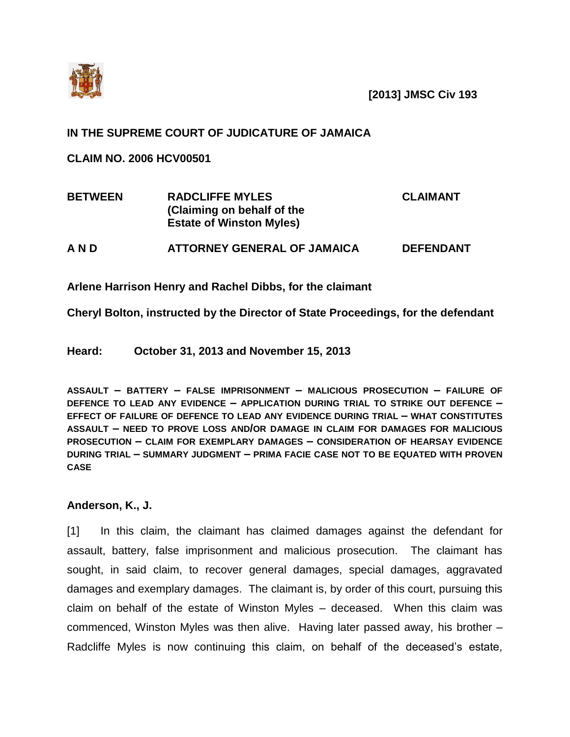**[2013] JMSC Civ 193**

**IN THE SUPREME COURT OF JUDICATURE OF JAMAICA**

**CLAIM NO. 2006 HCV00501**

| | | |
|---|---|---|
| **BETWEEN** | **RADCLIFFE MYLES (Claiming on behalf of the Estate of Winston Myles)** | **CLAIMANT** |
| **A N D** | **ATTORNEY GENERAL OF JAMAICA** | **DEFENDANT** |

**Arlene Harrison Henry and Rachel Dibbs, for the claimant**

**Cheryl Bolton, instructed by the Director of State Proceedings, for the defendant**

**Heard: October 31, 2013 and November 15, 2013**

**ASSAULT – BATTERY – FALSE IMPRISONMENT – MALICIOUS PROSECUTION – FAILURE OF DEFENCE TO LEAD ANY EVIDENCE – APPLICATION DURING TRIAL TO STRIKE OUT DEFENCE – EFFECT OF FAILURE OF DEFENCE TO LEAD ANY EVIDENCE DURING TRIAL – WHAT CONSTITUTES ASSAULT – NEED TO PROVE LOSS AND/OR DAMAGE IN CLAIM FOR DAMAGES FOR MALICIOUS PROSECUTION – CLAIM FOR EXEMPLARY DAMAGES – CONSIDERATION OF HEARSAY EVIDENCE DURING TRIAL – SUMMARY JUDGMENT – PRIMA FACIE CASE NOT TO BE EQUATED WITH PROVEN CASE**

**Anderson, K., J.**

[1] In this claim, the claimant has claimed damages against the defendant for assault, battery, false imprisonment and malicious prosecution. The claimant has sought, in said claim, to recover general damages, special damages, aggravated damages and exemplary damages. The claimant is, by order of this court, pursuing this claim on behalf of the estate of Winston Myles – deceased. When this claim was commenced, Winston Myles was then alive. Having later passed away, his brother – Radcliffe Myles is now continuing this claim, on behalf of the deceased's estate,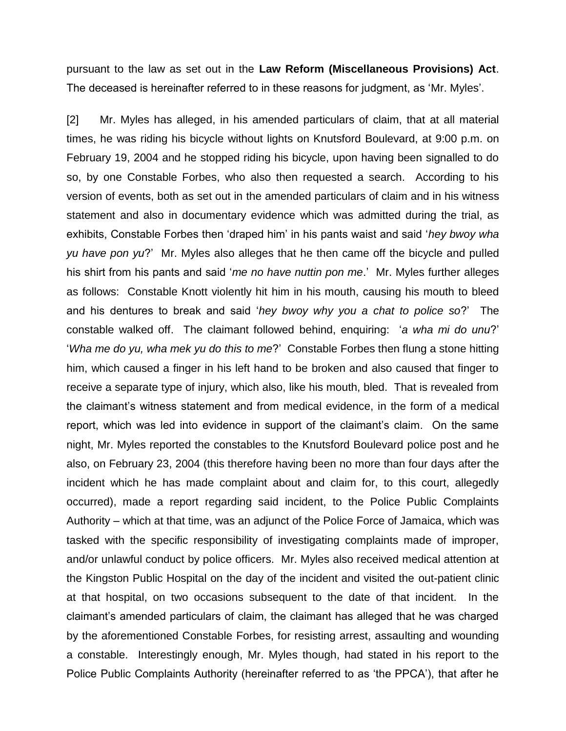pursuant to the law as set out in the **Law Reform (Miscellaneous Provisions) Act**. The deceased is hereinafter referred to in these reasons for judgment, as 'Mr. Myles'.

[2] Mr. Myles has alleged, in his amended particulars of claim, that at all material times, he was riding his bicycle without lights on Knutsford Boulevard, at 9:00 p.m. on February 19, 2004 and he stopped riding his bicycle, upon having been signalled to do so, by one Constable Forbes, who also then requested a search. According to his version of events, both as set out in the amended particulars of claim and in his witness statement and also in documentary evidence which was admitted during the trial, as exhibits, Constable Forbes then 'draped him' in his pants waist and said '*hey bwoy wha yu have pon yu*?' Mr. Myles also alleges that he then came off the bicycle and pulled his shirt from his pants and said '*me no have nuttin pon me*.' Mr. Myles further alleges as follows: Constable Knott violently hit him in his mouth, causing his mouth to bleed and his dentures to break and said '*hey bwoy why you a chat to police so*?' The constable walked off. The claimant followed behind, enquiring: '*a wha mi do unu*?' '*Wha me do yu, wha mek yu do this to me*?' Constable Forbes then flung a stone hitting him, which caused a finger in his left hand to be broken and also caused that finger to receive a separate type of injury, which also, like his mouth, bled. That is revealed from the claimant's witness statement and from medical evidence, in the form of a medical report, which was led into evidence in support of the claimant's claim. On the same night, Mr. Myles reported the constables to the Knutsford Boulevard police post and he also, on February 23, 2004 (this therefore having been no more than four days after the incident which he has made complaint about and claim for, to this court, allegedly occurred), made a report regarding said incident, to the Police Public Complaints Authority – which at that time, was an adjunct of the Police Force of Jamaica, which was tasked with the specific responsibility of investigating complaints made of improper, and/or unlawful conduct by police officers. Mr. Myles also received medical attention at the Kingston Public Hospital on the day of the incident and visited the out-patient clinic at that hospital, on two occasions subsequent to the date of that incident. In the claimant's amended particulars of claim, the claimant has alleged that he was charged by the aforementioned Constable Forbes, for resisting arrest, assaulting and wounding a constable. Interestingly enough, Mr. Myles though, had stated in his report to the Police Public Complaints Authority (hereinafter referred to as 'the PPCA'), that after he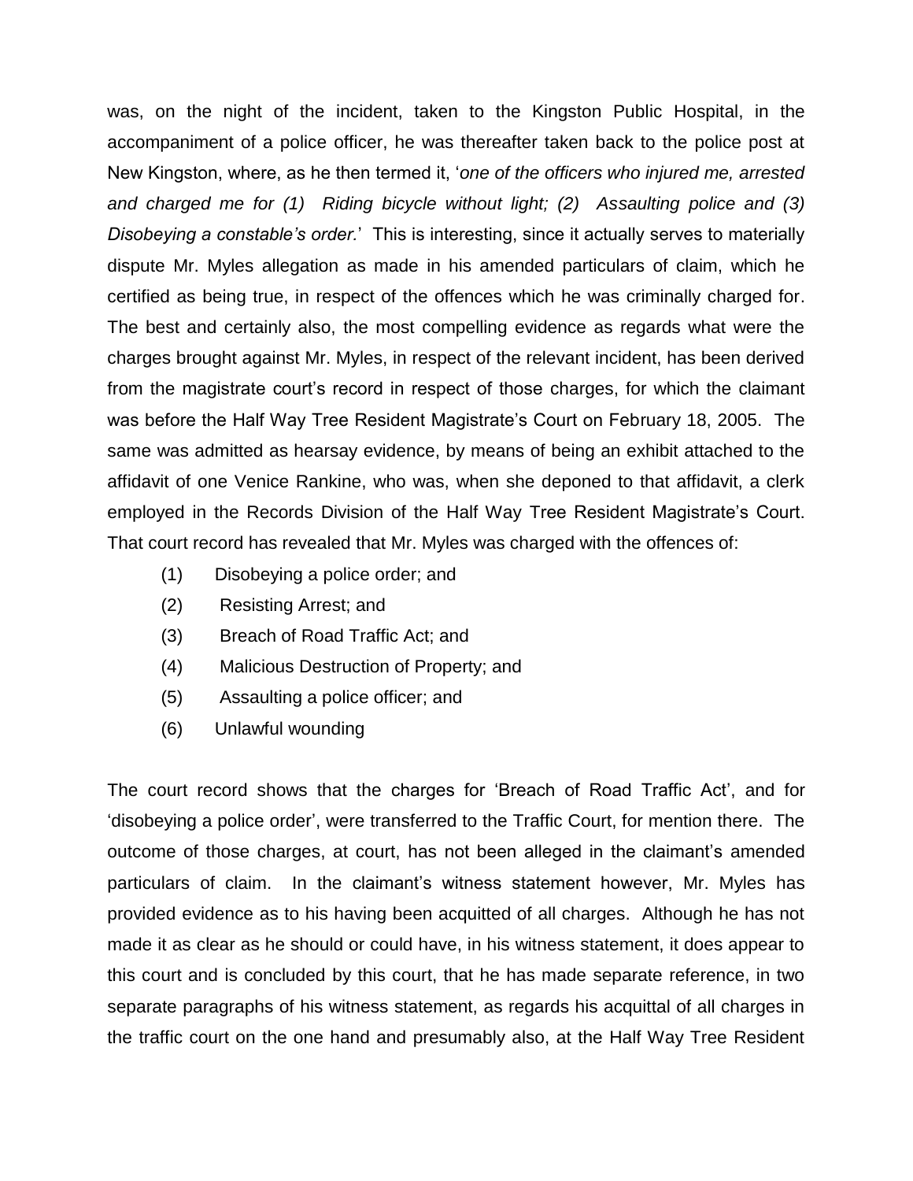was, on the night of the incident, taken to the Kingston Public Hospital, in the accompaniment of a police officer, he was thereafter taken back to the police post at New Kingston, where, as he then termed it, '*one of the officers who injured me, arrested and charged me for (1) Riding bicycle without light; (2) Assaulting police and (3) Disobeying a constable's order.*' This is interesting, since it actually serves to materially dispute Mr. Myles allegation as made in his amended particulars of claim, which he certified as being true, in respect of the offences which he was criminally charged for. The best and certainly also, the most compelling evidence as regards what were the charges brought against Mr. Myles, in respect of the relevant incident, has been derived from the magistrate court's record in respect of those charges, for which the claimant was before the Half Way Tree Resident Magistrate's Court on February 18, 2005. The same was admitted as hearsay evidence, by means of being an exhibit attached to the affidavit of one Venice Rankine, who was, when she deponed to that affidavit, a clerk employed in the Records Division of the Half Way Tree Resident Magistrate's Court. That court record has revealed that Mr. Myles was charged with the offences of:

(1) Disobeying a police order; and

(2) Resisting Arrest; and

(3) Breach of Road Traffic Act; and

(4) Malicious Destruction of Property; and

(5) Assaulting a police officer; and

(6) Unlawful wounding

The court record shows that the charges for 'Breach of Road Traffic Act', and for 'disobeying a police order', were transferred to the Traffic Court, for mention there. The outcome of those charges, at court, has not been alleged in the claimant's amended particulars of claim. In the claimant's witness statement however, Mr. Myles has provided evidence as to his having been acquitted of all charges. Although he has not made it as clear as he should or could have, in his witness statement, it does appear to this court and is concluded by this court, that he has made separate reference, in two separate paragraphs of his witness statement, as regards his acquittal of all charges in the traffic court on the one hand and presumably also, at the Half Way Tree Resident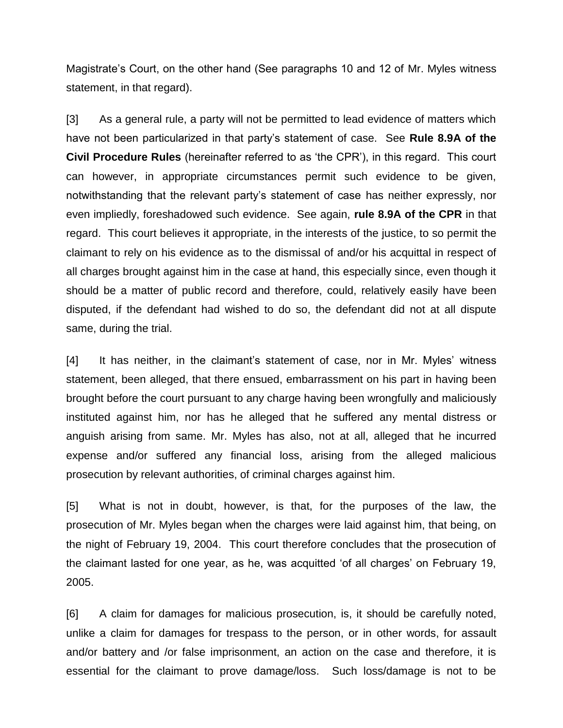Magistrate's Court, on the other hand (See paragraphs 10 and 12 of Mr. Myles witness statement, in that regard).

[3] As a general rule, a party will not be permitted to lead evidence of matters which have not been particularized in that party's statement of case. See **Rule 8.9A of the Civil Procedure Rules** (hereinafter referred to as 'the CPR'), in this regard. This court can however, in appropriate circumstances permit such evidence to be given, notwithstanding that the relevant party's statement of case has neither expressly, nor even impliedly, foreshadowed such evidence. See again, **rule 8.9A of the CPR** in that regard. This court believes it appropriate, in the interests of the justice, to so permit the claimant to rely on his evidence as to the dismissal of and/or his acquittal in respect of all charges brought against him in the case at hand, this especially since, even though it should be a matter of public record and therefore, could, relatively easily have been disputed, if the defendant had wished to do so, the defendant did not at all dispute same, during the trial.

[4] It has neither, in the claimant's statement of case, nor in Mr. Myles' witness statement, been alleged, that there ensued, embarrassment on his part in having been brought before the court pursuant to any charge having been wrongfully and maliciously instituted against him, nor has he alleged that he suffered any mental distress or anguish arising from same. Mr. Myles has also, not at all, alleged that he incurred expense and/or suffered any financial loss, arising from the alleged malicious prosecution by relevant authorities, of criminal charges against him.

[5] What is not in doubt, however, is that, for the purposes of the law, the prosecution of Mr. Myles began when the charges were laid against him, that being, on the night of February 19, 2004. This court therefore concludes that the prosecution of the claimant lasted for one year, as he, was acquitted 'of all charges' on February 19, 2005.

[6] A claim for damages for malicious prosecution, is, it should be carefully noted, unlike a claim for damages for trespass to the person, or in other words, for assault and/or battery and /or false imprisonment, an action on the case and therefore, it is essential for the claimant to prove damage/loss. Such loss/damage is not to be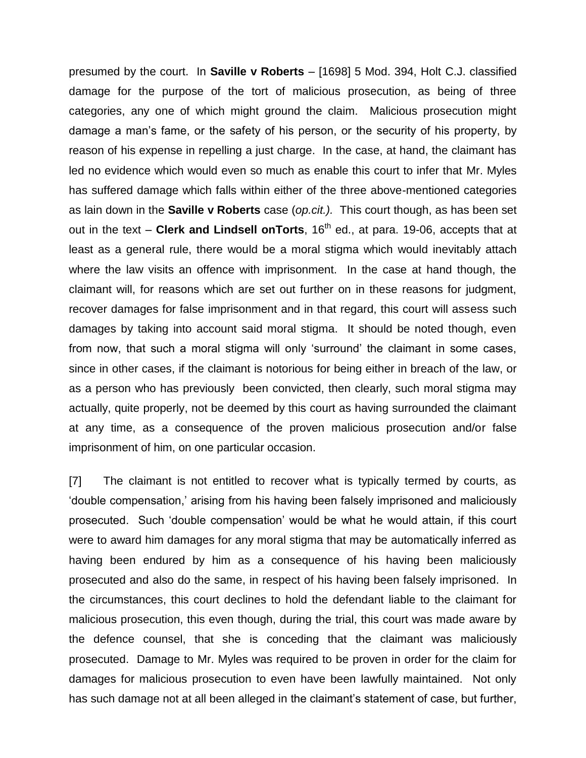presumed by the court. In **Saville v Roberts** – [1698] 5 Mod. 394, Holt C.J. classified damage for the purpose of the tort of malicious prosecution, as being of three categories, any one of which might ground the claim. Malicious prosecution might damage a man's fame, or the safety of his person, or the security of his property, by reason of his expense in repelling a just charge. In the case, at hand, the claimant has led no evidence which would even so much as enable this court to infer that Mr. Myles has suffered damage which falls within either of the three above-mentioned categories as lain down in the **Saville v Roberts** case (*op.cit.).* This court though, as has been set out in the text – **Clerk and Lindsell onTorts**, 16th ed., at para. 19-06, accepts that at least as a general rule, there would be a moral stigma which would inevitably attach where the law visits an offence with imprisonment. In the case at hand though, the claimant will, for reasons which are set out further on in these reasons for judgment, recover damages for false imprisonment and in that regard, this court will assess such damages by taking into account said moral stigma. It should be noted though, even from now, that such a moral stigma will only 'surround' the claimant in some cases, since in other cases, if the claimant is notorious for being either in breach of the law, or as a person who has previously been convicted, then clearly, such moral stigma may actually, quite properly, not be deemed by this court as having surrounded the claimant at any time, as a consequence of the proven malicious prosecution and/or false imprisonment of him, on one particular occasion.

[7] The claimant is not entitled to recover what is typically termed by courts, as 'double compensation,' arising from his having been falsely imprisoned and maliciously prosecuted. Such 'double compensation' would be what he would attain, if this court were to award him damages for any moral stigma that may be automatically inferred as having been endured by him as a consequence of his having been maliciously prosecuted and also do the same, in respect of his having been falsely imprisoned. In the circumstances, this court declines to hold the defendant liable to the claimant for malicious prosecution, this even though, during the trial, this court was made aware by the defence counsel, that she is conceding that the claimant was maliciously prosecuted. Damage to Mr. Myles was required to be proven in order for the claim for damages for malicious prosecution to even have been lawfully maintained. Not only has such damage not at all been alleged in the claimant's statement of case, but further,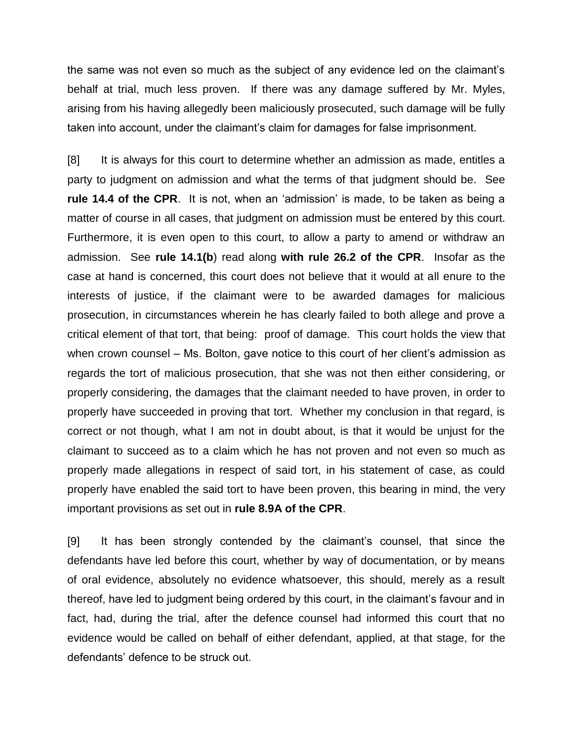the same was not even so much as the subject of any evidence led on the claimant's behalf at trial, much less proven. If there was any damage suffered by Mr. Myles, arising from his having allegedly been maliciously prosecuted, such damage will be fully taken into account, under the claimant's claim for damages for false imprisonment.

[8] It is always for this court to determine whether an admission as made, entitles a party to judgment on admission and what the terms of that judgment should be. See **rule 14.4 of the CPR**. It is not, when an 'admission' is made, to be taken as being a matter of course in all cases, that judgment on admission must be entered by this court. Furthermore, it is even open to this court, to allow a party to amend or withdraw an admission. See **rule 14.1(b**) read along **with rule 26.2 of the CPR**. Insofar as the case at hand is concerned, this court does not believe that it would at all enure to the interests of justice, if the claimant were to be awarded damages for malicious prosecution, in circumstances wherein he has clearly failed to both allege and prove a critical element of that tort, that being: proof of damage. This court holds the view that when crown counsel – Ms. Bolton, gave notice to this court of her client's admission as regards the tort of malicious prosecution, that she was not then either considering, or properly considering, the damages that the claimant needed to have proven, in order to properly have succeeded in proving that tort. Whether my conclusion in that regard, is correct or not though, what I am not in doubt about, is that it would be unjust for the claimant to succeed as to a claim which he has not proven and not even so much as properly made allegations in respect of said tort, in his statement of case, as could properly have enabled the said tort to have been proven, this bearing in mind, the very important provisions as set out in **rule 8.9A of the CPR**.

[9] It has been strongly contended by the claimant's counsel, that since the defendants have led before this court, whether by way of documentation, or by means of oral evidence, absolutely no evidence whatsoever, this should, merely as a result thereof, have led to judgment being ordered by this court, in the claimant's favour and in fact, had, during the trial, after the defence counsel had informed this court that no evidence would be called on behalf of either defendant, applied, at that stage, for the defendants' defence to be struck out.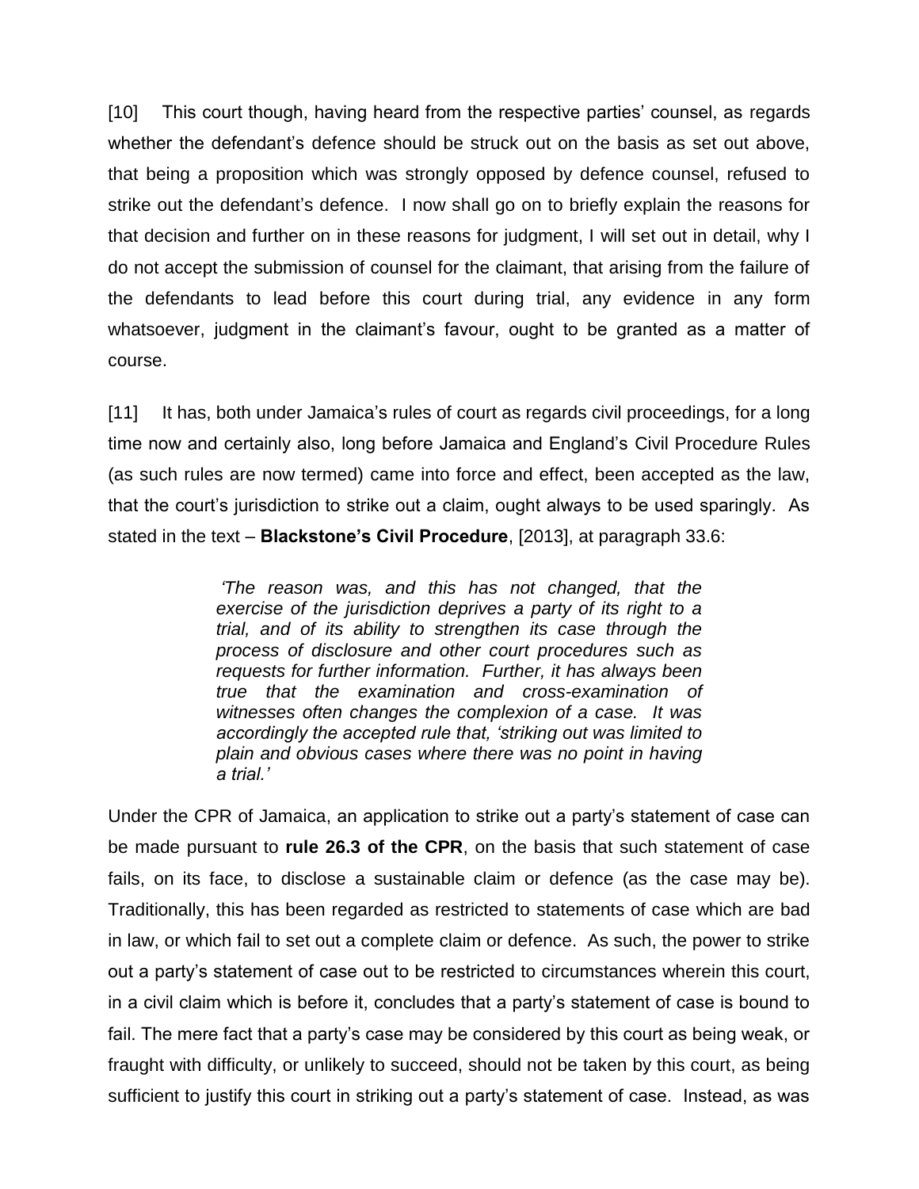[10] This court though, having heard from the respective parties' counsel, as regards whether the defendant's defence should be struck out on the basis as set out above, that being a proposition which was strongly opposed by defence counsel, refused to strike out the defendant's defence. I now shall go on to briefly explain the reasons for that decision and further on in these reasons for judgment, I will set out in detail, why I do not accept the submission of counsel for the claimant, that arising from the failure of the defendants to lead before this court during trial, any evidence in any form whatsoever, judgment in the claimant's favour, ought to be granted as a matter of course.

[11] It has, both under Jamaica's rules of court as regards civil proceedings, for a long time now and certainly also, long before Jamaica and England's Civil Procedure Rules (as such rules are now termed) came into force and effect, been accepted as the law, that the court's jurisdiction to strike out a claim, ought always to be used sparingly. As stated in the text – **Blackstone's Civil Procedure**, [2013], at paragraph 33.6:

> *'The reason was, and this has not changed, that the exercise of the jurisdiction deprives a party of its right to a trial, and of its ability to strengthen its case through the process of disclosure and other court procedures such as requests for further information. Further, it has always been true that the examination and cross-examination of witnesses often changes the complexion of a case. It was accordingly the accepted rule that, 'striking out was limited to plain and obvious cases where there was no point in having a trial.'*

Under the CPR of Jamaica, an application to strike out a party's statement of case can be made pursuant to **rule 26.3 of the CPR**, on the basis that such statement of case fails, on its face, to disclose a sustainable claim or defence (as the case may be). Traditionally, this has been regarded as restricted to statements of case which are bad in law, or which fail to set out a complete claim or defence. As such, the power to strike out a party's statement of case out to be restricted to circumstances wherein this court, in a civil claim which is before it, concludes that a party's statement of case is bound to fail. The mere fact that a party's case may be considered by this court as being weak, or fraught with difficulty, or unlikely to succeed, should not be taken by this court, as being sufficient to justify this court in striking out a party's statement of case. Instead, as was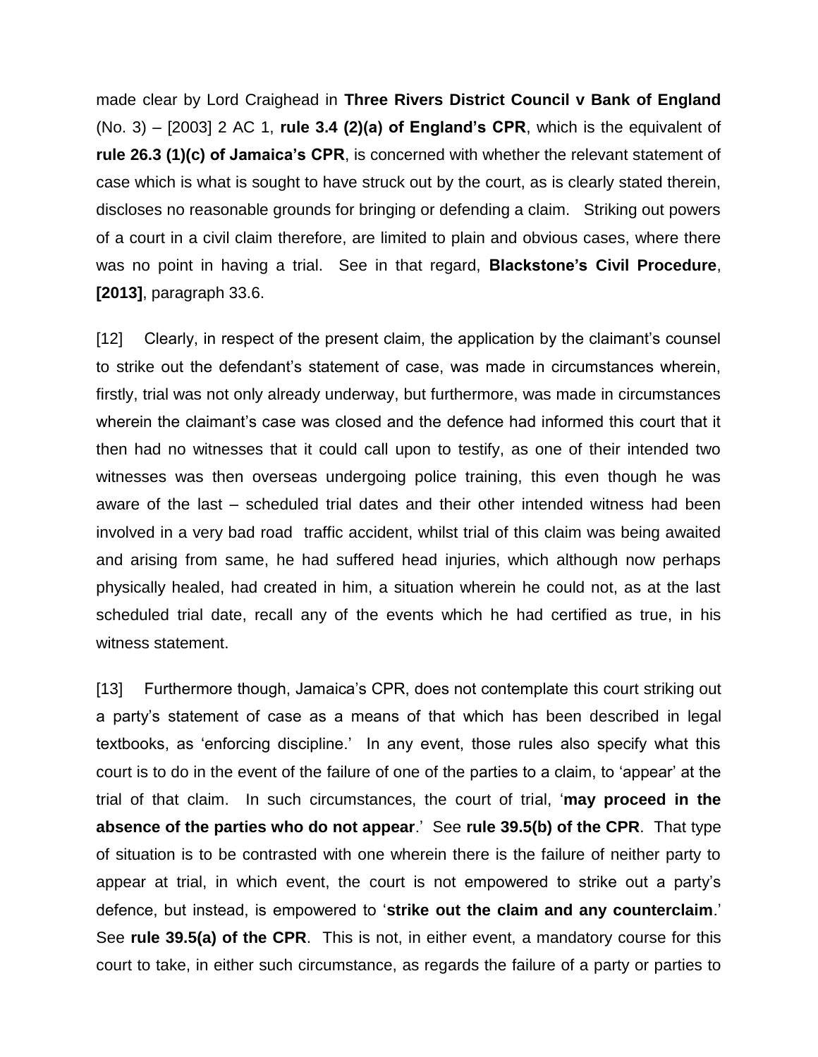made clear by Lord Craighead in **Three Rivers District Council v Bank of England** (No. 3) – [2003] 2 AC 1, **rule 3.4 (2)(a) of England's CPR**, which is the equivalent of **rule 26.3 (1)(c) of Jamaica's CPR**, is concerned with whether the relevant statement of case which is what is sought to have struck out by the court, as is clearly stated therein, discloses no reasonable grounds for bringing or defending a claim. Striking out powers of a court in a civil claim therefore, are limited to plain and obvious cases, where there was no point in having a trial. See in that regard, **Blackstone's Civil Procedure**, **[2013]**, paragraph 33.6.

[12] Clearly, in respect of the present claim, the application by the claimant's counsel to strike out the defendant's statement of case, was made in circumstances wherein, firstly, trial was not only already underway, but furthermore, was made in circumstances wherein the claimant's case was closed and the defence had informed this court that it then had no witnesses that it could call upon to testify, as one of their intended two witnesses was then overseas undergoing police training, this even though he was aware of the last – scheduled trial dates and their other intended witness had been involved in a very bad road traffic accident, whilst trial of this claim was being awaited and arising from same, he had suffered head injuries, which although now perhaps physically healed, had created in him, a situation wherein he could not, as at the last scheduled trial date, recall any of the events which he had certified as true, in his witness statement.

[13] Furthermore though, Jamaica's CPR, does not contemplate this court striking out a party's statement of case as a means of that which has been described in legal textbooks, as 'enforcing discipline.' In any event, those rules also specify what this court is to do in the event of the failure of one of the parties to a claim, to 'appear' at the trial of that claim. In such circumstances, the court of trial, '**may proceed in the absence of the parties who do not appear**.' See **rule 39.5(b) of the CPR**. That type of situation is to be contrasted with one wherein there is the failure of neither party to appear at trial, in which event, the court is not empowered to strike out a party's defence, but instead, is empowered to '**strike out the claim and any counterclaim**.' See **rule 39.5(a) of the CPR**. This is not, in either event, a mandatory course for this court to take, in either such circumstance, as regards the failure of a party or parties to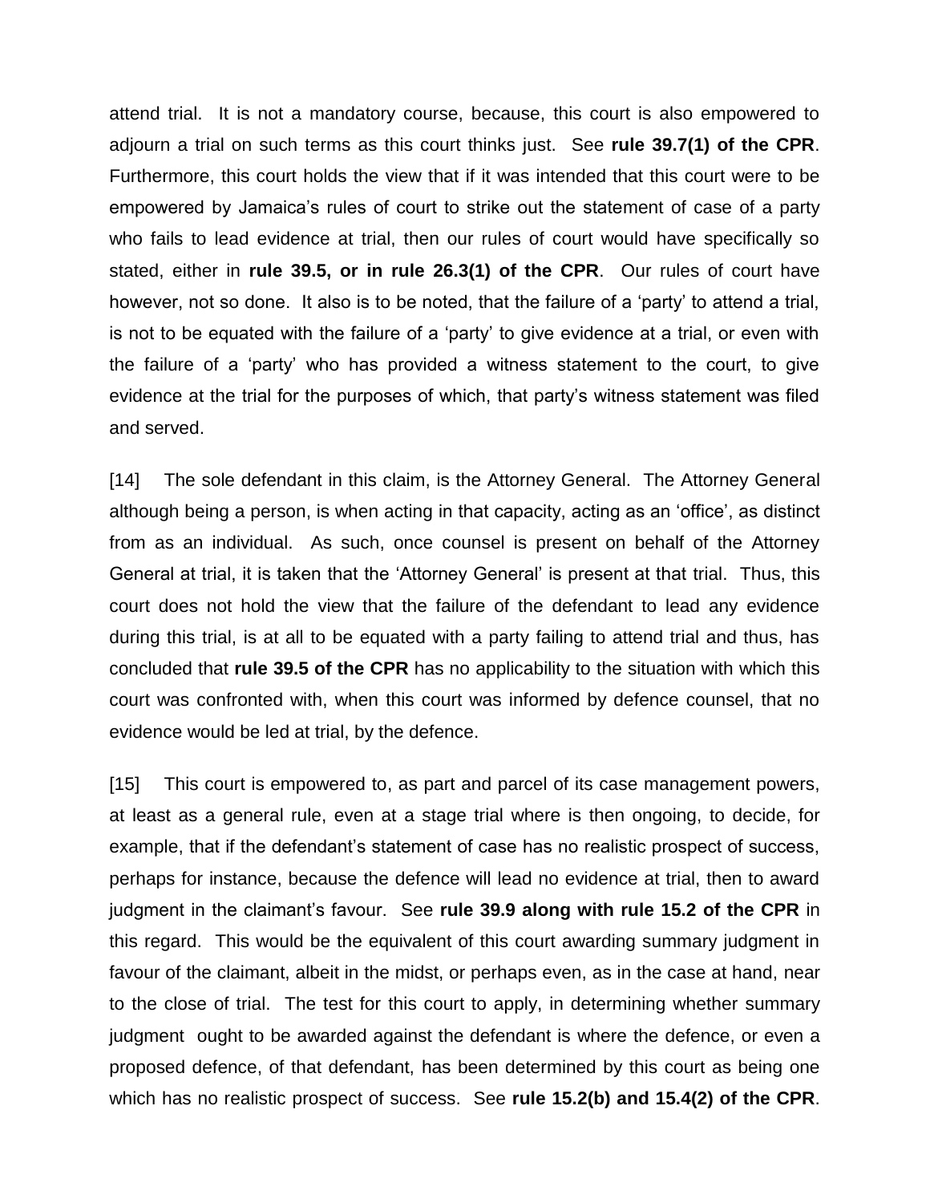attend trial. It is not a mandatory course, because, this court is also empowered to adjourn a trial on such terms as this court thinks just. See **rule 39.7(1) of the CPR**. Furthermore, this court holds the view that if it was intended that this court were to be empowered by Jamaica's rules of court to strike out the statement of case of a party who fails to lead evidence at trial, then our rules of court would have specifically so stated, either in **rule 39.5, or in rule 26.3(1) of the CPR**. Our rules of court have however, not so done. It also is to be noted, that the failure of a 'party' to attend a trial, is not to be equated with the failure of a 'party' to give evidence at a trial, or even with the failure of a 'party' who has provided a witness statement to the court, to give evidence at the trial for the purposes of which, that party's witness statement was filed and served.

[14] The sole defendant in this claim, is the Attorney General. The Attorney General although being a person, is when acting in that capacity, acting as an 'office', as distinct from as an individual. As such, once counsel is present on behalf of the Attorney General at trial, it is taken that the 'Attorney General' is present at that trial. Thus, this court does not hold the view that the failure of the defendant to lead any evidence during this trial, is at all to be equated with a party failing to attend trial and thus, has concluded that **rule 39.5 of the CPR** has no applicability to the situation with which this court was confronted with, when this court was informed by defence counsel, that no evidence would be led at trial, by the defence.

[15] This court is empowered to, as part and parcel of its case management powers, at least as a general rule, even at a stage trial where is then ongoing, to decide, for example, that if the defendant's statement of case has no realistic prospect of success, perhaps for instance, because the defence will lead no evidence at trial, then to award judgment in the claimant's favour. See **rule 39.9 along with rule 15.2 of the CPR** in this regard. This would be the equivalent of this court awarding summary judgment in favour of the claimant, albeit in the midst, or perhaps even, as in the case at hand, near to the close of trial. The test for this court to apply, in determining whether summary judgment ought to be awarded against the defendant is where the defence, or even a proposed defence, of that defendant, has been determined by this court as being one which has no realistic prospect of success. See **rule 15.2(b) and 15.4(2) of the CPR**.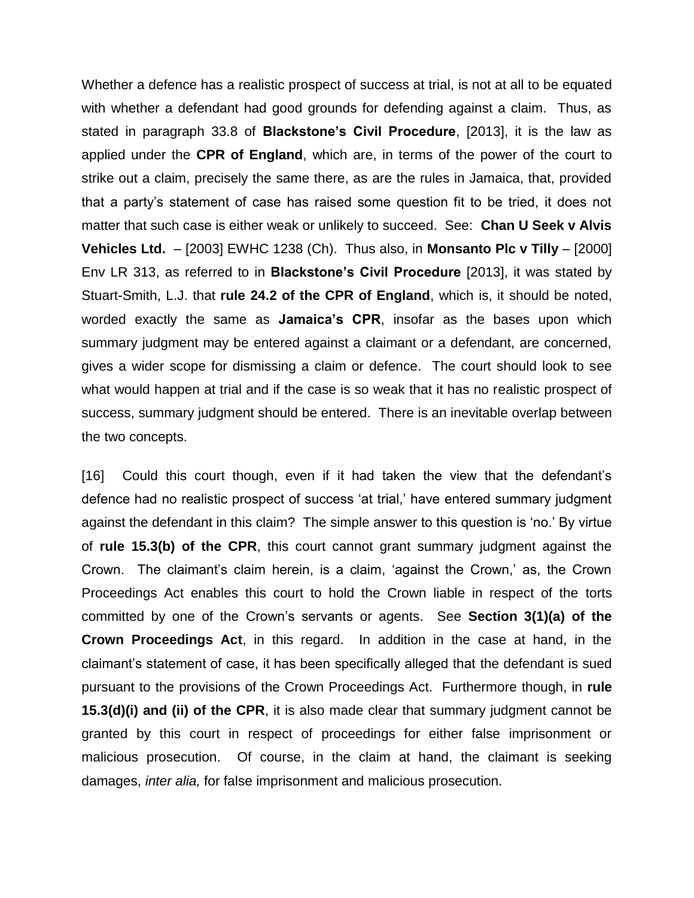Whether a defence has a realistic prospect of success at trial, is not at all to be equated with whether a defendant had good grounds for defending against a claim. Thus, as stated in paragraph 33.8 of **Blackstone's Civil Procedure**, [2013], it is the law as applied under the **CPR of England**, which are, in terms of the power of the court to strike out a claim, precisely the same there, as are the rules in Jamaica, that, provided that a party's statement of case has raised some question fit to be tried, it does not matter that such case is either weak or unlikely to succeed. See: **Chan U Seek v Alvis Vehicles Ltd.** – [2003] EWHC 1238 (Ch). Thus also, in **Monsanto Plc v Tilly** – [2000] Env LR 313, as referred to in **Blackstone's Civil Procedure** [2013], it was stated by Stuart-Smith, L.J. that **rule 24.2 of the CPR of England**, which is, it should be noted, worded exactly the same as **Jamaica's CPR**, insofar as the bases upon which summary judgment may be entered against a claimant or a defendant, are concerned, gives a wider scope for dismissing a claim or defence. The court should look to see what would happen at trial and if the case is so weak that it has no realistic prospect of success, summary judgment should be entered. There is an inevitable overlap between the two concepts.

[16] Could this court though, even if it had taken the view that the defendant's defence had no realistic prospect of success 'at trial,' have entered summary judgment against the defendant in this claim? The simple answer to this question is 'no.' By virtue of **rule 15.3(b) of the CPR**, this court cannot grant summary judgment against the Crown. The claimant's claim herein, is a claim, 'against the Crown,' as, the Crown Proceedings Act enables this court to hold the Crown liable in respect of the torts committed by one of the Crown's servants or agents. See **Section 3(1)(a) of the Crown Proceedings Act**, in this regard. In addition in the case at hand, in the claimant's statement of case, it has been specifically alleged that the defendant is sued pursuant to the provisions of the Crown Proceedings Act. Furthermore though, in **rule 15.3(d)(i) and (ii) of the CPR**, it is also made clear that summary judgment cannot be granted by this court in respect of proceedings for either false imprisonment or malicious prosecution. Of course, in the claim at hand, the claimant is seeking damages, *inter alia,* for false imprisonment and malicious prosecution.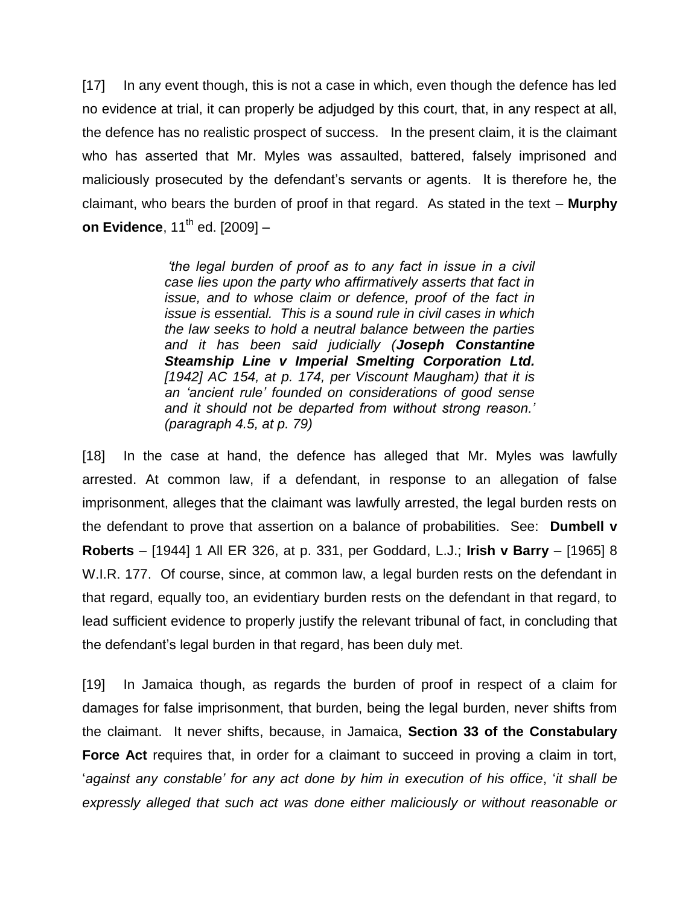[17] In any event though, this is not a case in which, even though the defence has led no evidence at trial, it can properly be adjudged by this court, that, in any respect at all, the defence has no realistic prospect of success. In the present claim, it is the claimant who has asserted that Mr. Myles was assaulted, battered, falsely imprisoned and maliciously prosecuted by the defendant's servants or agents. It is therefore he, the claimant, who bears the burden of proof in that regard. As stated in the text – **Murphy on Evidence**, 11th ed. [2009] –

> *'the legal burden of proof as to any fact in issue in a civil case lies upon the party who affirmatively asserts that fact in issue, and to whose claim or defence, proof of the fact in issue is essential. This is a sound rule in civil cases in which the law seeks to hold a neutral balance between the parties and it has been said judicially (**Joseph Constantine Steamship Line v Imperial Smelting Corporation Ltd.** [1942] AC 154, at p. 174, per Viscount Maugham) that it is an 'ancient rule' founded on considerations of good sense and it should not be departed from without strong reason.' (paragraph 4.5, at p. 79)*

[18] In the case at hand, the defence has alleged that Mr. Myles was lawfully arrested. At common law, if a defendant, in response to an allegation of false imprisonment, alleges that the claimant was lawfully arrested, the legal burden rests on the defendant to prove that assertion on a balance of probabilities. See: **Dumbell v Roberts** – [1944] 1 All ER 326, at p. 331, per Goddard, L.J.; **Irish v Barry** – [1965] 8 W.I.R. 177. Of course, since, at common law, a legal burden rests on the defendant in that regard, equally too, an evidentiary burden rests on the defendant in that regard, to lead sufficient evidence to properly justify the relevant tribunal of fact, in concluding that the defendant's legal burden in that regard, has been duly met.

[19] In Jamaica though, as regards the burden of proof in respect of a claim for damages for false imprisonment, that burden, being the legal burden, never shifts from the claimant. It never shifts, because, in Jamaica, **Section 33 of the Constabulary Force Act** requires that, in order for a claimant to succeed in proving a claim in tort, '*against any constable' for any act done by him in execution of his office*, '*it shall be expressly alleged that such act was done either maliciously or without reasonable or*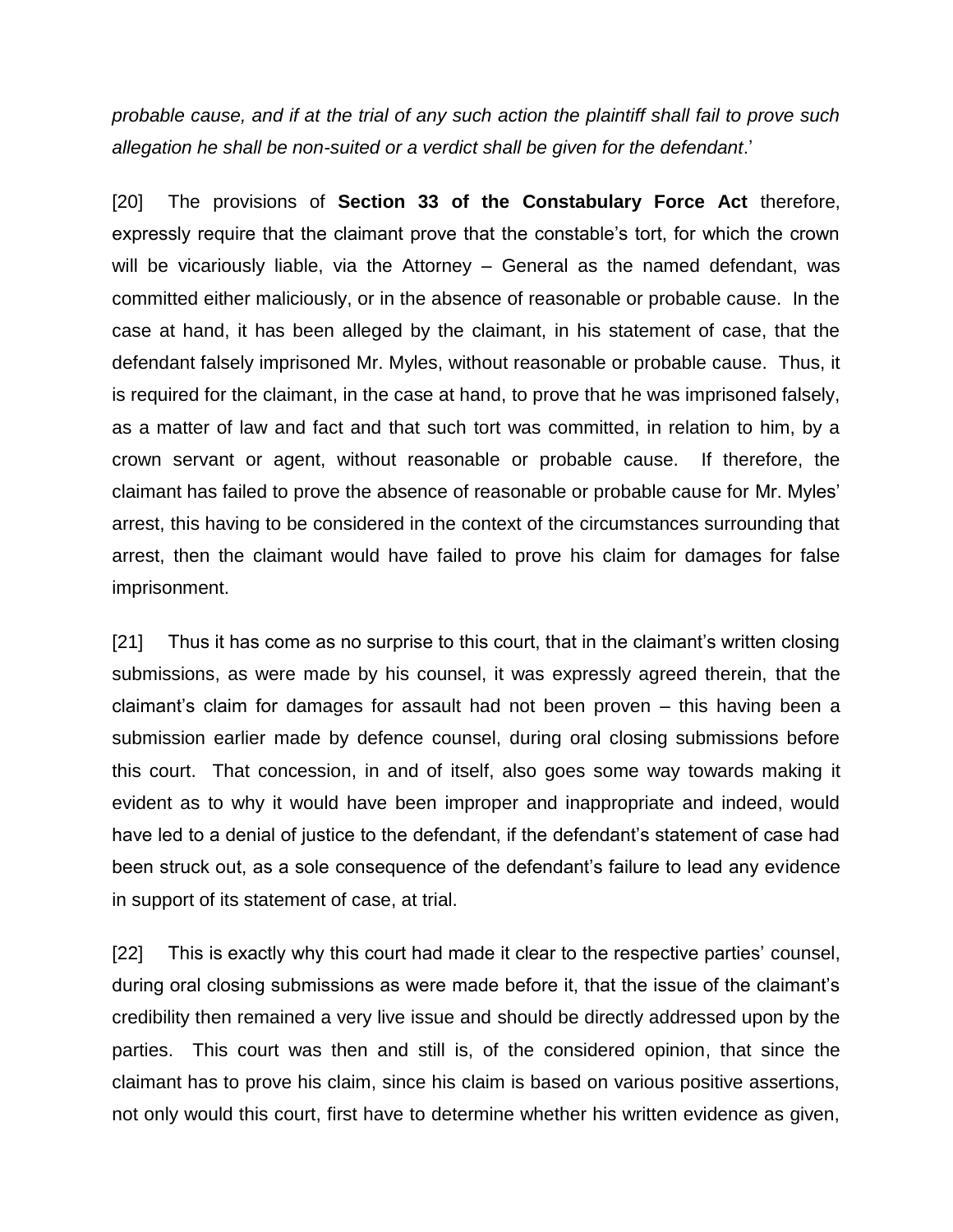*probable cause, and if at the trial of any such action the plaintiff shall fail to prove such allegation he shall be non-suited or a verdict shall be given for the defendant*.'

[20] The provisions of **Section 33 of the Constabulary Force Act** therefore, expressly require that the claimant prove that the constable's tort, for which the crown will be vicariously liable, via the Attorney – General as the named defendant, was committed either maliciously, or in the absence of reasonable or probable cause. In the case at hand, it has been alleged by the claimant, in his statement of case, that the defendant falsely imprisoned Mr. Myles, without reasonable or probable cause. Thus, it is required for the claimant, in the case at hand, to prove that he was imprisoned falsely, as a matter of law and fact and that such tort was committed, in relation to him, by a crown servant or agent, without reasonable or probable cause. If therefore, the claimant has failed to prove the absence of reasonable or probable cause for Mr. Myles' arrest, this having to be considered in the context of the circumstances surrounding that arrest, then the claimant would have failed to prove his claim for damages for false imprisonment.

[21] Thus it has come as no surprise to this court, that in the claimant's written closing submissions, as were made by his counsel, it was expressly agreed therein, that the claimant's claim for damages for assault had not been proven – this having been a submission earlier made by defence counsel, during oral closing submissions before this court. That concession, in and of itself, also goes some way towards making it evident as to why it would have been improper and inappropriate and indeed, would have led to a denial of justice to the defendant, if the defendant's statement of case had been struck out, as a sole consequence of the defendant's failure to lead any evidence in support of its statement of case, at trial.

[22] This is exactly why this court had made it clear to the respective parties' counsel, during oral closing submissions as were made before it, that the issue of the claimant's credibility then remained a very live issue and should be directly addressed upon by the parties. This court was then and still is, of the considered opinion, that since the claimant has to prove his claim, since his claim is based on various positive assertions, not only would this court, first have to determine whether his written evidence as given,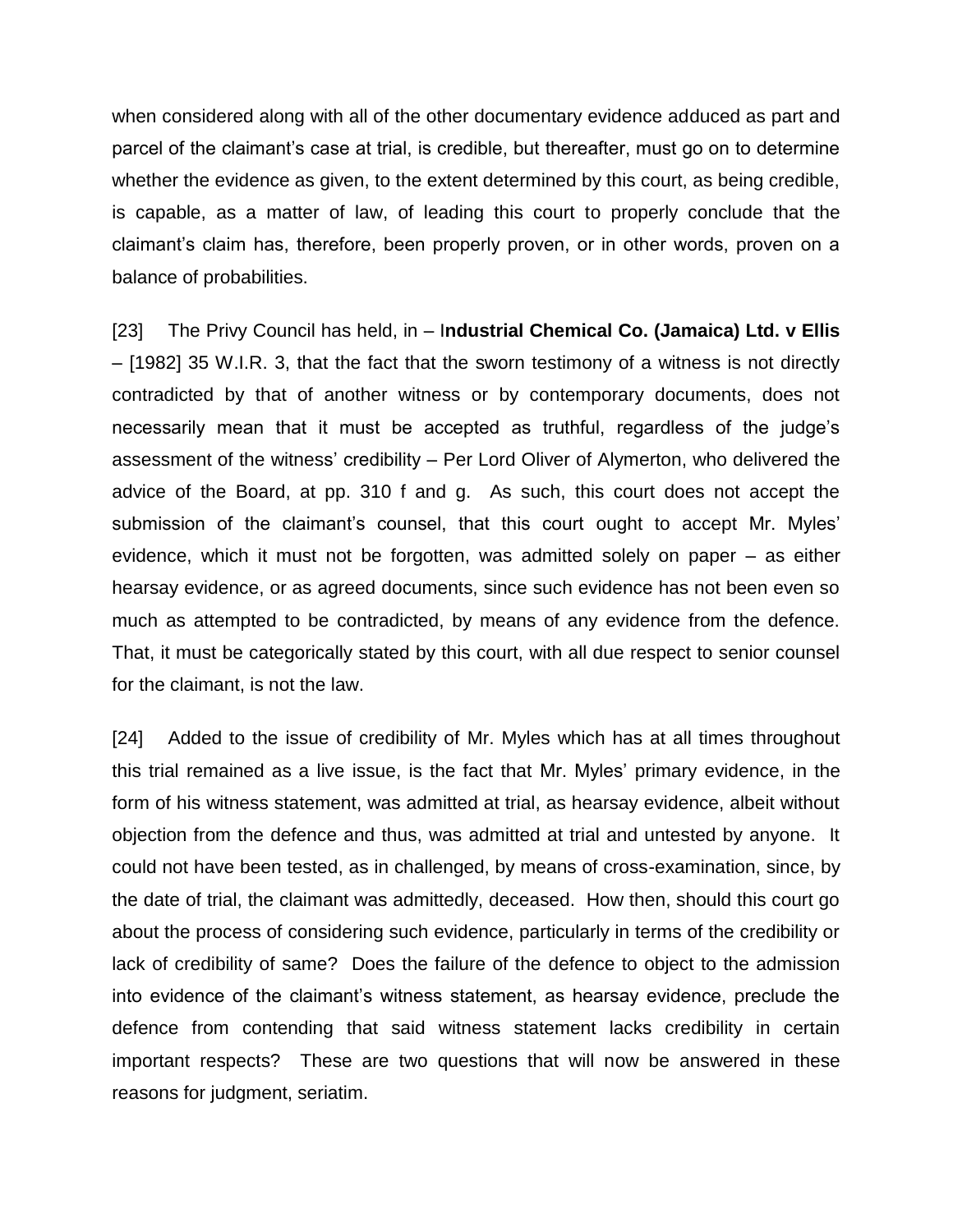when considered along with all of the other documentary evidence adduced as part and parcel of the claimant's case at trial, is credible, but thereafter, must go on to determine whether the evidence as given, to the extent determined by this court, as being credible, is capable, as a matter of law, of leading this court to properly conclude that the claimant's claim has, therefore, been properly proven, or in other words, proven on a balance of probabilities.

[23] The Privy Council has held, in – I**ndustrial Chemical Co. (Jamaica) Ltd. v Ellis** – [1982] 35 W.I.R. 3, that the fact that the sworn testimony of a witness is not directly contradicted by that of another witness or by contemporary documents, does not necessarily mean that it must be accepted as truthful, regardless of the judge's assessment of the witness' credibility – Per Lord Oliver of Alymerton, who delivered the advice of the Board, at pp. 310 f and g. As such, this court does not accept the submission of the claimant's counsel, that this court ought to accept Mr. Myles' evidence, which it must not be forgotten, was admitted solely on paper – as either hearsay evidence, or as agreed documents, since such evidence has not been even so much as attempted to be contradicted, by means of any evidence from the defence. That, it must be categorically stated by this court, with all due respect to senior counsel for the claimant, is not the law.

[24] Added to the issue of credibility of Mr. Myles which has at all times throughout this trial remained as a live issue, is the fact that Mr. Myles' primary evidence, in the form of his witness statement, was admitted at trial, as hearsay evidence, albeit without objection from the defence and thus, was admitted at trial and untested by anyone. It could not have been tested, as in challenged, by means of cross-examination, since, by the date of trial, the claimant was admittedly, deceased. How then, should this court go about the process of considering such evidence, particularly in terms of the credibility or lack of credibility of same? Does the failure of the defence to object to the admission into evidence of the claimant's witness statement, as hearsay evidence, preclude the defence from contending that said witness statement lacks credibility in certain important respects? These are two questions that will now be answered in these reasons for judgment, seriatim.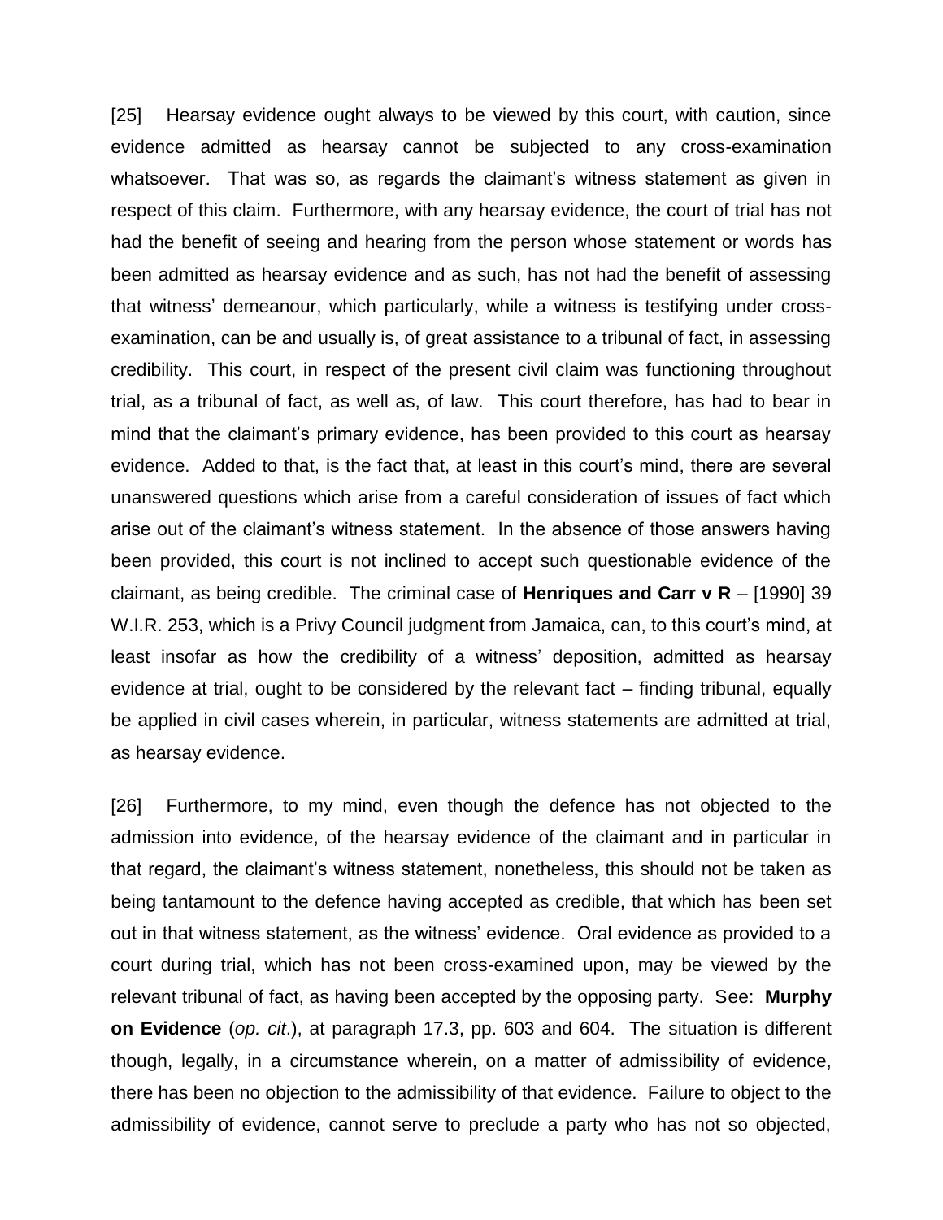[25] Hearsay evidence ought always to be viewed by this court, with caution, since evidence admitted as hearsay cannot be subjected to any cross-examination whatsoever. That was so, as regards the claimant's witness statement as given in respect of this claim. Furthermore, with any hearsay evidence, the court of trial has not had the benefit of seeing and hearing from the person whose statement or words has been admitted as hearsay evidence and as such, has not had the benefit of assessing that witness' demeanour, which particularly, while a witness is testifying under cross-examination, can be and usually is, of great assistance to a tribunal of fact, in assessing credibility. This court, in respect of the present civil claim was functioning throughout trial, as a tribunal of fact, as well as, of law. This court therefore, has had to bear in mind that the claimant's primary evidence, has been provided to this court as hearsay evidence. Added to that, is the fact that, at least in this court's mind, there are several unanswered questions which arise from a careful consideration of issues of fact which arise out of the claimant's witness statement. In the absence of those answers having been provided, this court is not inclined to accept such questionable evidence of the claimant, as being credible. The criminal case of **Henriques and Carr v R** – [1990] 39 W.I.R. 253, which is a Privy Council judgment from Jamaica, can, to this court's mind, at least insofar as how the credibility of a witness' deposition, admitted as hearsay evidence at trial, ought to be considered by the relevant fact – finding tribunal, equally be applied in civil cases wherein, in particular, witness statements are admitted at trial, as hearsay evidence.

[26] Furthermore, to my mind, even though the defence has not objected to the admission into evidence, of the hearsay evidence of the claimant and in particular in that regard, the claimant's witness statement, nonetheless, this should not be taken as being tantamount to the defence having accepted as credible, that which has been set out in that witness statement, as the witness' evidence. Oral evidence as provided to a court during trial, which has not been cross-examined upon, may be viewed by the relevant tribunal of fact, as having been accepted by the opposing party. See: **Murphy on Evidence** (*op. cit*.), at paragraph 17.3, pp. 603 and 604. The situation is different though, legally, in a circumstance wherein, on a matter of admissibility of evidence, there has been no objection to the admissibility of that evidence. Failure to object to the admissibility of evidence, cannot serve to preclude a party who has not so objected,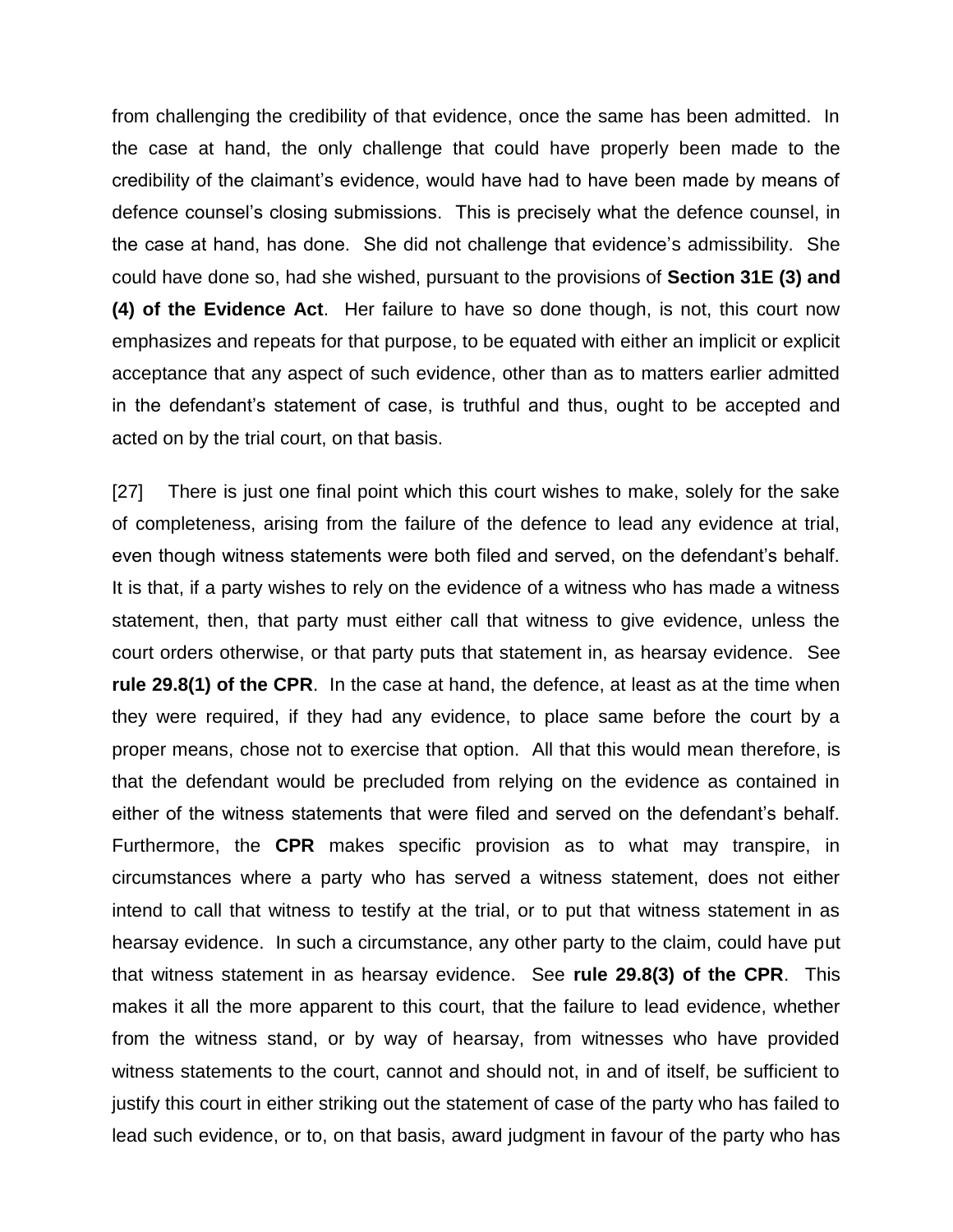from challenging the credibility of that evidence, once the same has been admitted. In the case at hand, the only challenge that could have properly been made to the credibility of the claimant's evidence, would have had to have been made by means of defence counsel's closing submissions. This is precisely what the defence counsel, in the case at hand, has done. She did not challenge that evidence's admissibility. She could have done so, had she wished, pursuant to the provisions of **Section 31E (3) and (4) of the Evidence Act**. Her failure to have so done though, is not, this court now emphasizes and repeats for that purpose, to be equated with either an implicit or explicit acceptance that any aspect of such evidence, other than as to matters earlier admitted in the defendant's statement of case, is truthful and thus, ought to be accepted and acted on by the trial court, on that basis.

[27] There is just one final point which this court wishes to make, solely for the sake of completeness, arising from the failure of the defence to lead any evidence at trial, even though witness statements were both filed and served, on the defendant's behalf. It is that, if a party wishes to rely on the evidence of a witness who has made a witness statement, then, that party must either call that witness to give evidence, unless the court orders otherwise, or that party puts that statement in, as hearsay evidence. See **rule 29.8(1) of the CPR**. In the case at hand, the defence, at least as at the time when they were required, if they had any evidence, to place same before the court by a proper means, chose not to exercise that option. All that this would mean therefore, is that the defendant would be precluded from relying on the evidence as contained in either of the witness statements that were filed and served on the defendant's behalf. Furthermore, the **CPR** makes specific provision as to what may transpire, in circumstances where a party who has served a witness statement, does not either intend to call that witness to testify at the trial, or to put that witness statement in as hearsay evidence. In such a circumstance, any other party to the claim, could have put that witness statement in as hearsay evidence. See **rule 29.8(3) of the CPR**. This makes it all the more apparent to this court, that the failure to lead evidence, whether from the witness stand, or by way of hearsay, from witnesses who have provided witness statements to the court, cannot and should not, in and of itself, be sufficient to justify this court in either striking out the statement of case of the party who has failed to lead such evidence, or to, on that basis, award judgment in favour of the party who has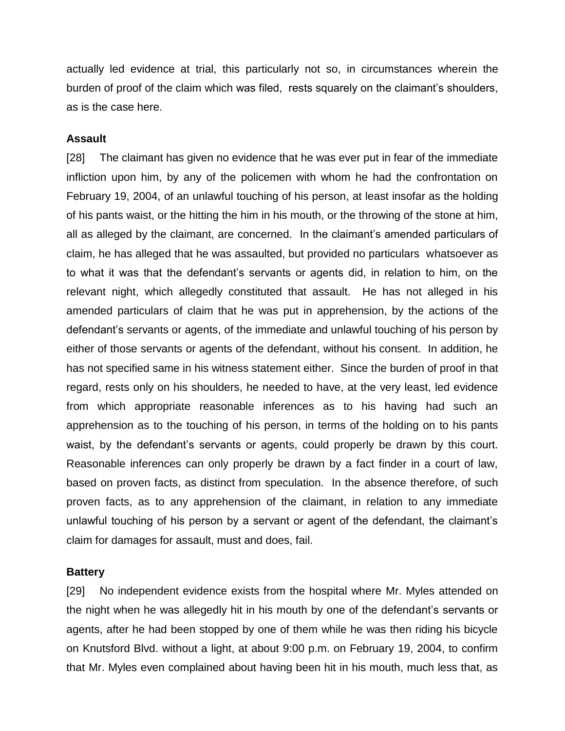actually led evidence at trial, this particularly not so, in circumstances wherein the burden of proof of the claim which was filed, rests squarely on the claimant's shoulders, as is the case here.

**Assault**

[28] The claimant has given no evidence that he was ever put in fear of the immediate infliction upon him, by any of the policemen with whom he had the confrontation on February 19, 2004, of an unlawful touching of his person, at least insofar as the holding of his pants waist, or the hitting the him in his mouth, or the throwing of the stone at him, all as alleged by the claimant, are concerned. In the claimant's amended particulars of claim, he has alleged that he was assaulted, but provided no particulars whatsoever as to what it was that the defendant's servants or agents did, in relation to him, on the relevant night, which allegedly constituted that assault. He has not alleged in his amended particulars of claim that he was put in apprehension, by the actions of the defendant's servants or agents, of the immediate and unlawful touching of his person by either of those servants or agents of the defendant, without his consent. In addition, he has not specified same in his witness statement either. Since the burden of proof in that regard, rests only on his shoulders, he needed to have, at the very least, led evidence from which appropriate reasonable inferences as to his having had such an apprehension as to the touching of his person, in terms of the holding on to his pants waist, by the defendant's servants or agents, could properly be drawn by this court. Reasonable inferences can only properly be drawn by a fact finder in a court of law, based on proven facts, as distinct from speculation. In the absence therefore, of such proven facts, as to any apprehension of the claimant, in relation to any immediate unlawful touching of his person by a servant or agent of the defendant, the claimant's claim for damages for assault, must and does, fail.

**Battery**

[29] No independent evidence exists from the hospital where Mr. Myles attended on the night when he was allegedly hit in his mouth by one of the defendant's servants or agents, after he had been stopped by one of them while he was then riding his bicycle on Knutsford Blvd. without a light, at about 9:00 p.m. on February 19, 2004, to confirm that Mr. Myles even complained about having been hit in his mouth, much less that, as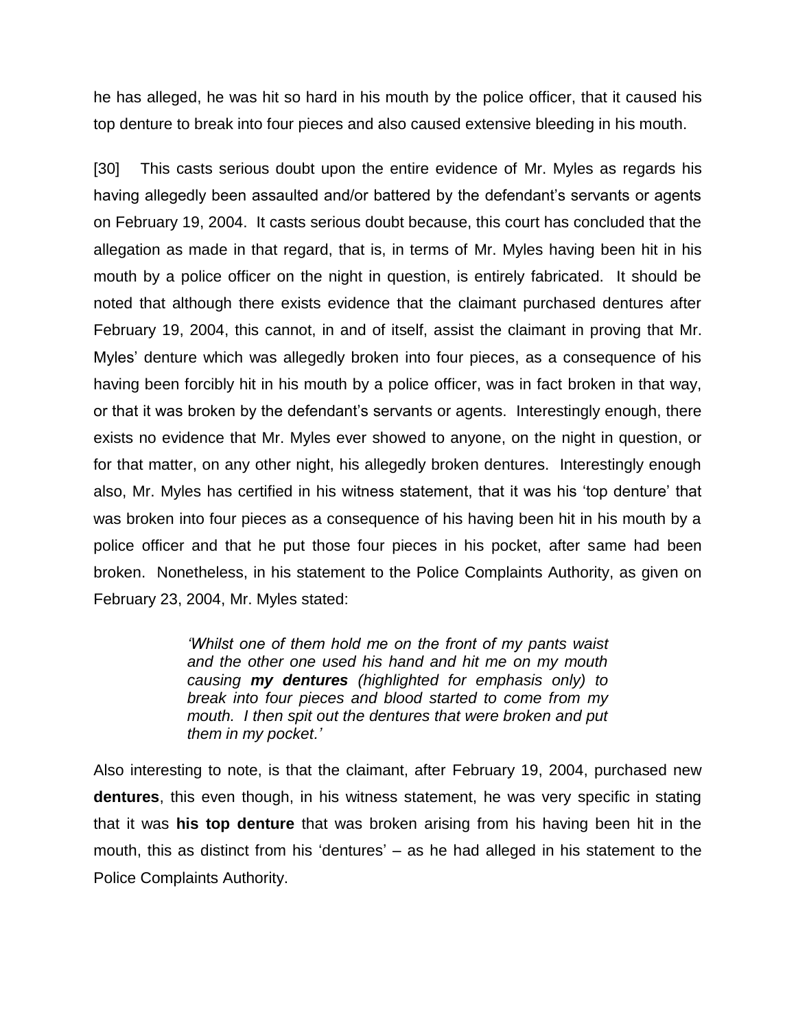he has alleged, he was hit so hard in his mouth by the police officer, that it caused his top denture to break into four pieces and also caused extensive bleeding in his mouth.

[30] This casts serious doubt upon the entire evidence of Mr. Myles as regards his having allegedly been assaulted and/or battered by the defendant's servants or agents on February 19, 2004. It casts serious doubt because, this court has concluded that the allegation as made in that regard, that is, in terms of Mr. Myles having been hit in his mouth by a police officer on the night in question, is entirely fabricated. It should be noted that although there exists evidence that the claimant purchased dentures after February 19, 2004, this cannot, in and of itself, assist the claimant in proving that Mr. Myles' denture which was allegedly broken into four pieces, as a consequence of his having been forcibly hit in his mouth by a police officer, was in fact broken in that way, or that it was broken by the defendant's servants or agents. Interestingly enough, there exists no evidence that Mr. Myles ever showed to anyone, on the night in question, or for that matter, on any other night, his allegedly broken dentures. Interestingly enough also, Mr. Myles has certified in his witness statement, that it was his 'top denture' that was broken into four pieces as a consequence of his having been hit in his mouth by a police officer and that he put those four pieces in his pocket, after same had been broken. Nonetheless, in his statement to the Police Complaints Authority, as given on February 23, 2004, Mr. Myles stated:

> *'Whilst one of them hold me on the front of my pants waist and the other one used his hand and hit me on my mouth causing **my dentures** (highlighted for emphasis only) to break into four pieces and blood started to come from my mouth. I then spit out the dentures that were broken and put them in my pocket.'*

Also interesting to note, is that the claimant, after February 19, 2004, purchased new **dentures**, this even though, in his witness statement, he was very specific in stating that it was **his top denture** that was broken arising from his having been hit in the mouth, this as distinct from his 'dentures' – as he had alleged in his statement to the Police Complaints Authority.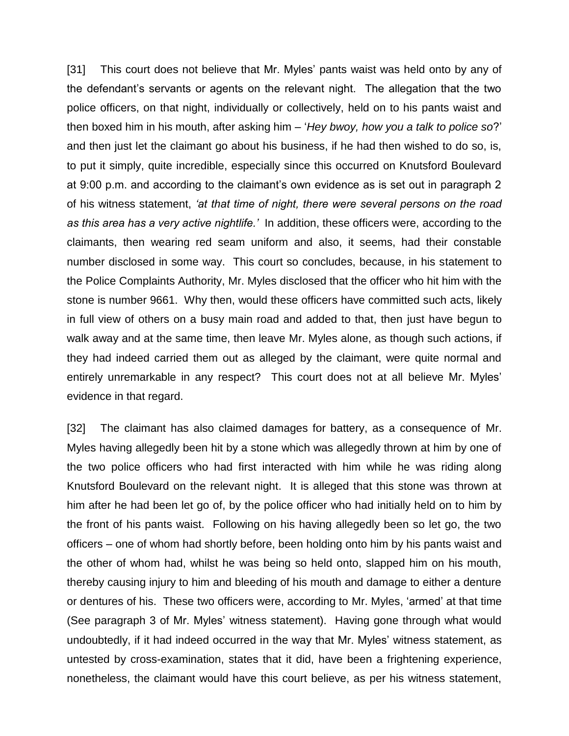[31] This court does not believe that Mr. Myles' pants waist was held onto by any of the defendant's servants or agents on the relevant night. The allegation that the two police officers, on that night, individually or collectively, held on to his pants waist and then boxed him in his mouth, after asking him – '*Hey bwoy, how you a talk to police so*?' and then just let the claimant go about his business, if he had then wished to do so, is, to put it simply, quite incredible, especially since this occurred on Knutsford Boulevard at 9:00 p.m. and according to the claimant's own evidence as is set out in paragraph 2 of his witness statement, *'at that time of night, there were several persons on the road as this area has a very active nightlife.'* In addition, these officers were, according to the claimants, then wearing red seam uniform and also, it seems, had their constable number disclosed in some way. This court so concludes, because, in his statement to the Police Complaints Authority, Mr. Myles disclosed that the officer who hit him with the stone is number 9661. Why then, would these officers have committed such acts, likely in full view of others on a busy main road and added to that, then just have begun to walk away and at the same time, then leave Mr. Myles alone, as though such actions, if they had indeed carried them out as alleged by the claimant, were quite normal and entirely unremarkable in any respect? This court does not at all believe Mr. Myles' evidence in that regard.

[32] The claimant has also claimed damages for battery, as a consequence of Mr. Myles having allegedly been hit by a stone which was allegedly thrown at him by one of the two police officers who had first interacted with him while he was riding along Knutsford Boulevard on the relevant night. It is alleged that this stone was thrown at him after he had been let go of, by the police officer who had initially held on to him by the front of his pants waist. Following on his having allegedly been so let go, the two officers – one of whom had shortly before, been holding onto him by his pants waist and the other of whom had, whilst he was being so held onto, slapped him on his mouth, thereby causing injury to him and bleeding of his mouth and damage to either a denture or dentures of his. These two officers were, according to Mr. Myles, 'armed' at that time (See paragraph 3 of Mr. Myles' witness statement). Having gone through what would undoubtedly, if it had indeed occurred in the way that Mr. Myles' witness statement, as untested by cross-examination, states that it did, have been a frightening experience, nonetheless, the claimant would have this court believe, as per his witness statement,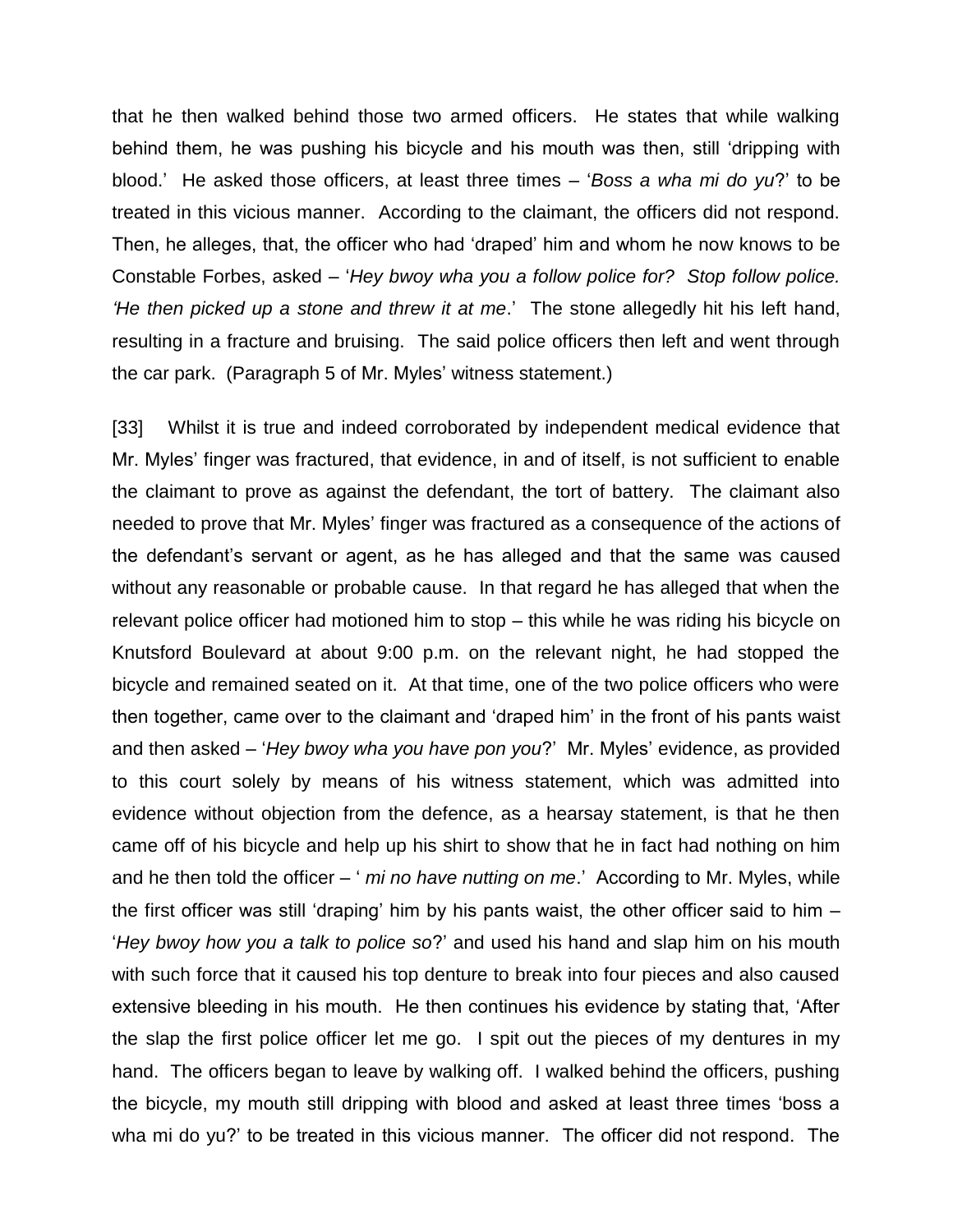that he then walked behind those two armed officers. He states that while walking behind them, he was pushing his bicycle and his mouth was then, still 'dripping with blood.' He asked those officers, at least three times – '*Boss a wha mi do yu*?' to be treated in this vicious manner. According to the claimant, the officers did not respond. Then, he alleges, that, the officer who had 'draped' him and whom he now knows to be Constable Forbes, asked – '*Hey bwoy wha you a follow police for? Stop follow police. 'He then picked up a stone and threw it at me*.' The stone allegedly hit his left hand, resulting in a fracture and bruising. The said police officers then left and went through the car park. (Paragraph 5 of Mr. Myles' witness statement.)

[33] Whilst it is true and indeed corroborated by independent medical evidence that Mr. Myles' finger was fractured, that evidence, in and of itself, is not sufficient to enable the claimant to prove as against the defendant, the tort of battery. The claimant also needed to prove that Mr. Myles' finger was fractured as a consequence of the actions of the defendant's servant or agent, as he has alleged and that the same was caused without any reasonable or probable cause. In that regard he has alleged that when the relevant police officer had motioned him to stop – this while he was riding his bicycle on Knutsford Boulevard at about 9:00 p.m. on the relevant night, he had stopped the bicycle and remained seated on it. At that time, one of the two police officers who were then together, came over to the claimant and 'draped him' in the front of his pants waist and then asked – '*Hey bwoy wha you have pon you*?' Mr. Myles' evidence, as provided to this court solely by means of his witness statement, which was admitted into evidence without objection from the defence, as a hearsay statement, is that he then came off of his bicycle and help up his shirt to show that he in fact had nothing on him and he then told the officer – ' *mi no have nutting on me*.' According to Mr. Myles, while the first officer was still 'draping' him by his pants waist, the other officer said to him – '*Hey bwoy how you a talk to police so*?' and used his hand and slap him on his mouth with such force that it caused his top denture to break into four pieces and also caused extensive bleeding in his mouth. He then continues his evidence by stating that, 'After the slap the first police officer let me go. I spit out the pieces of my dentures in my hand. The officers began to leave by walking off. I walked behind the officers, pushing the bicycle, my mouth still dripping with blood and asked at least three times 'boss a wha mi do yu?' to be treated in this vicious manner. The officer did not respond. The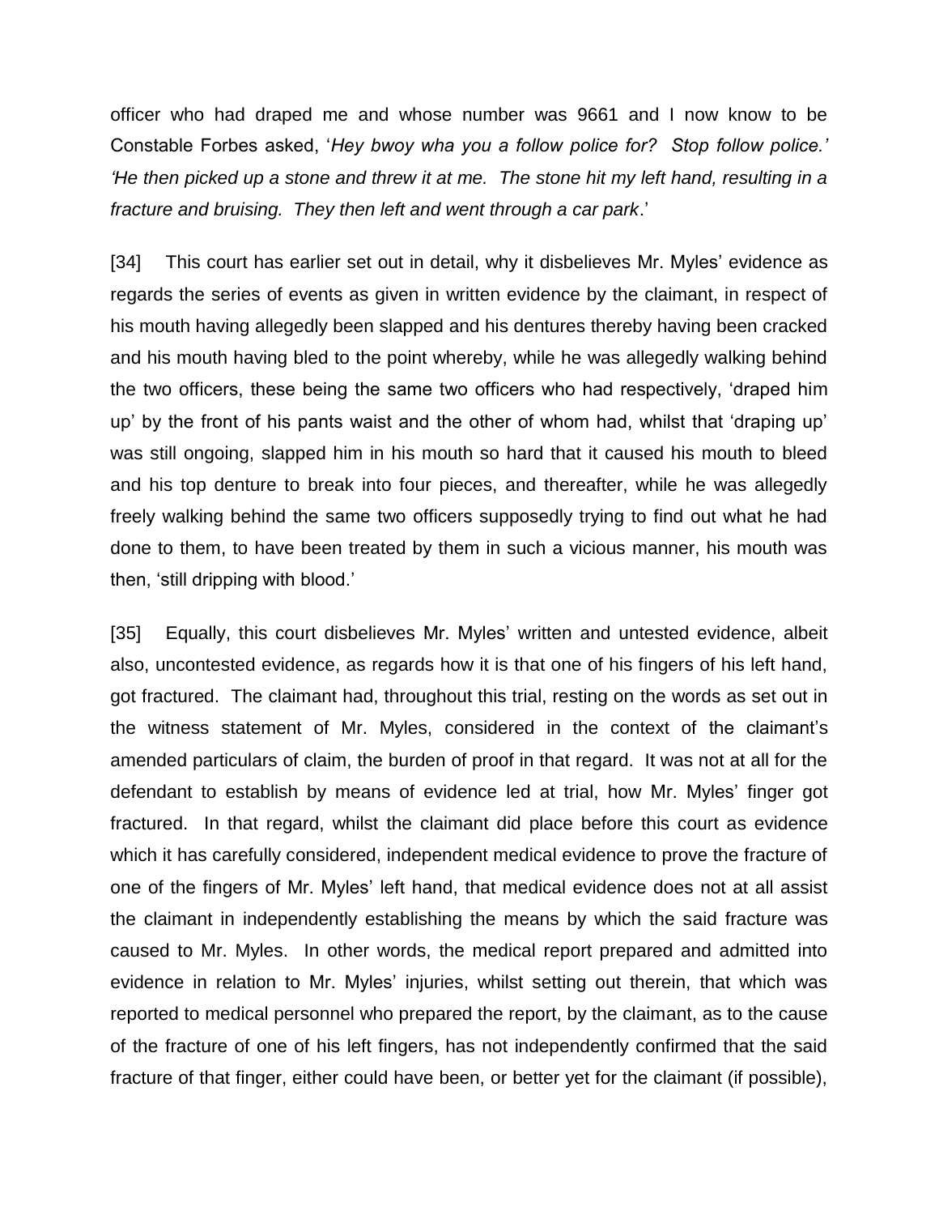officer who had draped me and whose number was 9661 and I now know to be Constable Forbes asked, '*Hey bwoy wha you a follow police for? Stop follow police.' 'He then picked up a stone and threw it at me. The stone hit my left hand, resulting in a fracture and bruising. They then left and went through a car park*.'

[34] This court has earlier set out in detail, why it disbelieves Mr. Myles' evidence as regards the series of events as given in written evidence by the claimant, in respect of his mouth having allegedly been slapped and his dentures thereby having been cracked and his mouth having bled to the point whereby, while he was allegedly walking behind the two officers, these being the same two officers who had respectively, 'draped him up' by the front of his pants waist and the other of whom had, whilst that 'draping up' was still ongoing, slapped him in his mouth so hard that it caused his mouth to bleed and his top denture to break into four pieces, and thereafter, while he was allegedly freely walking behind the same two officers supposedly trying to find out what he had done to them, to have been treated by them in such a vicious manner, his mouth was then, 'still dripping with blood.'

[35] Equally, this court disbelieves Mr. Myles' written and untested evidence, albeit also, uncontested evidence, as regards how it is that one of his fingers of his left hand, got fractured. The claimant had, throughout this trial, resting on the words as set out in the witness statement of Mr. Myles, considered in the context of the claimant's amended particulars of claim, the burden of proof in that regard. It was not at all for the defendant to establish by means of evidence led at trial, how Mr. Myles' finger got fractured. In that regard, whilst the claimant did place before this court as evidence which it has carefully considered, independent medical evidence to prove the fracture of one of the fingers of Mr. Myles' left hand, that medical evidence does not at all assist the claimant in independently establishing the means by which the said fracture was caused to Mr. Myles. In other words, the medical report prepared and admitted into evidence in relation to Mr. Myles' injuries, whilst setting out therein, that which was reported to medical personnel who prepared the report, by the claimant, as to the cause of the fracture of one of his left fingers, has not independently confirmed that the said fracture of that finger, either could have been, or better yet for the claimant (if possible),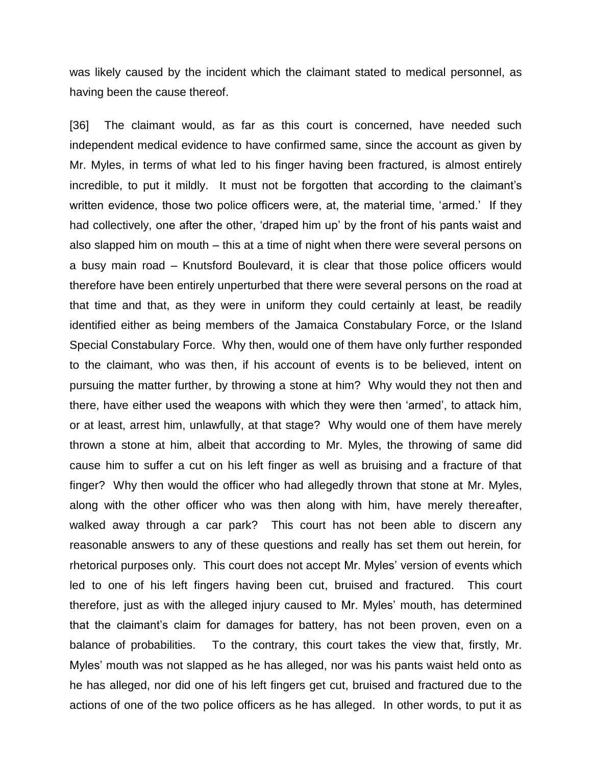was likely caused by the incident which the claimant stated to medical personnel, as having been the cause thereof.

[36] The claimant would, as far as this court is concerned, have needed such independent medical evidence to have confirmed same, since the account as given by Mr. Myles, in terms of what led to his finger having been fractured, is almost entirely incredible, to put it mildly. It must not be forgotten that according to the claimant's written evidence, those two police officers were, at, the material time, 'armed.' If they had collectively, one after the other, 'draped him up' by the front of his pants waist and also slapped him on mouth – this at a time of night when there were several persons on a busy main road – Knutsford Boulevard, it is clear that those police officers would therefore have been entirely unperturbed that there were several persons on the road at that time and that, as they were in uniform they could certainly at least, be readily identified either as being members of the Jamaica Constabulary Force, or the Island Special Constabulary Force. Why then, would one of them have only further responded to the claimant, who was then, if his account of events is to be believed, intent on pursuing the matter further, by throwing a stone at him? Why would they not then and there, have either used the weapons with which they were then 'armed', to attack him, or at least, arrest him, unlawfully, at that stage? Why would one of them have merely thrown a stone at him, albeit that according to Mr. Myles, the throwing of same did cause him to suffer a cut on his left finger as well as bruising and a fracture of that finger? Why then would the officer who had allegedly thrown that stone at Mr. Myles, along with the other officer who was then along with him, have merely thereafter, walked away through a car park? This court has not been able to discern any reasonable answers to any of these questions and really has set them out herein, for rhetorical purposes only. This court does not accept Mr. Myles' version of events which led to one of his left fingers having been cut, bruised and fractured. This court therefore, just as with the alleged injury caused to Mr. Myles' mouth, has determined that the claimant's claim for damages for battery, has not been proven, even on a balance of probabilities. To the contrary, this court takes the view that, firstly, Mr. Myles' mouth was not slapped as he has alleged, nor was his pants waist held onto as he has alleged, nor did one of his left fingers get cut, bruised and fractured due to the actions of one of the two police officers as he has alleged. In other words, to put it as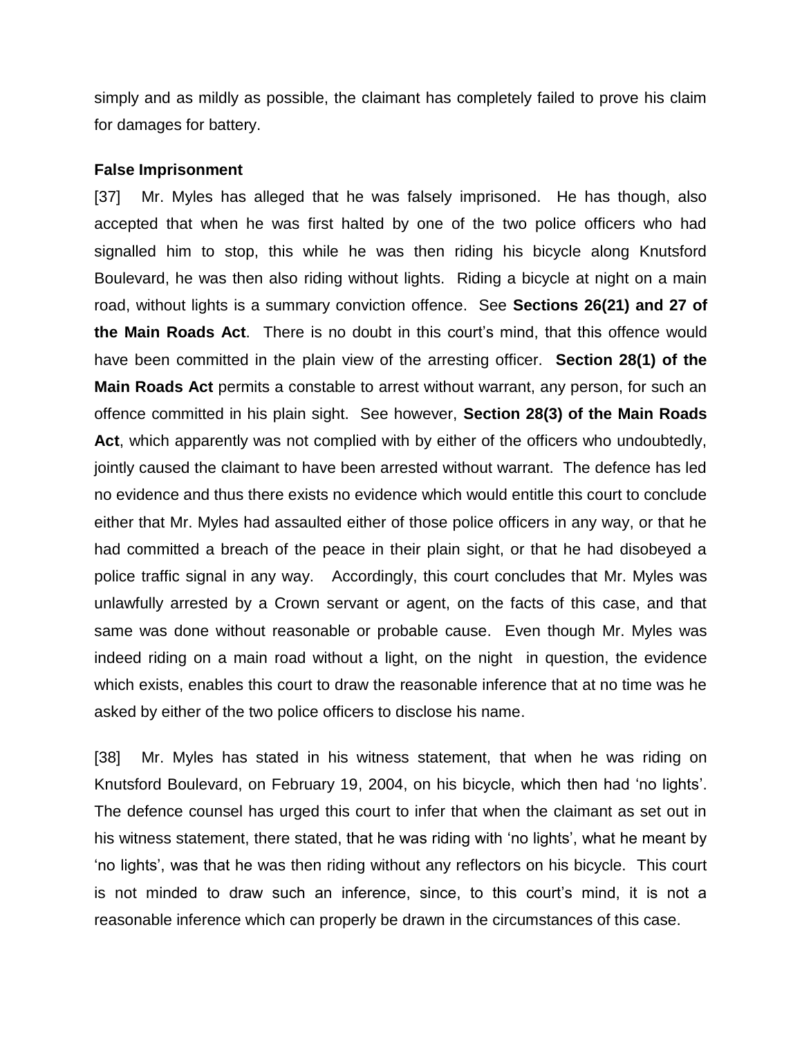simply and as mildly as possible, the claimant has completely failed to prove his claim for damages for battery.

**False Imprisonment**

[37] Mr. Myles has alleged that he was falsely imprisoned. He has though, also accepted that when he was first halted by one of the two police officers who had signalled him to stop, this while he was then riding his bicycle along Knutsford Boulevard, he was then also riding without lights. Riding a bicycle at night on a main road, without lights is a summary conviction offence. See **Sections 26(21) and 27 of the Main Roads Act**. There is no doubt in this court's mind, that this offence would have been committed in the plain view of the arresting officer. **Section 28(1) of the Main Roads Act** permits a constable to arrest without warrant, any person, for such an offence committed in his plain sight. See however, **Section 28(3) of the Main Roads Act**, which apparently was not complied with by either of the officers who undoubtedly, jointly caused the claimant to have been arrested without warrant. The defence has led no evidence and thus there exists no evidence which would entitle this court to conclude either that Mr. Myles had assaulted either of those police officers in any way, or that he had committed a breach of the peace in their plain sight, or that he had disobeyed a police traffic signal in any way. Accordingly, this court concludes that Mr. Myles was unlawfully arrested by a Crown servant or agent, on the facts of this case, and that same was done without reasonable or probable cause. Even though Mr. Myles was indeed riding on a main road without a light, on the night in question, the evidence which exists, enables this court to draw the reasonable inference that at no time was he asked by either of the two police officers to disclose his name.

[38] Mr. Myles has stated in his witness statement, that when he was riding on Knutsford Boulevard, on February 19, 2004, on his bicycle, which then had 'no lights'. The defence counsel has urged this court to infer that when the claimant as set out in his witness statement, there stated, that he was riding with 'no lights', what he meant by 'no lights', was that he was then riding without any reflectors on his bicycle. This court is not minded to draw such an inference, since, to this court's mind, it is not a reasonable inference which can properly be drawn in the circumstances of this case.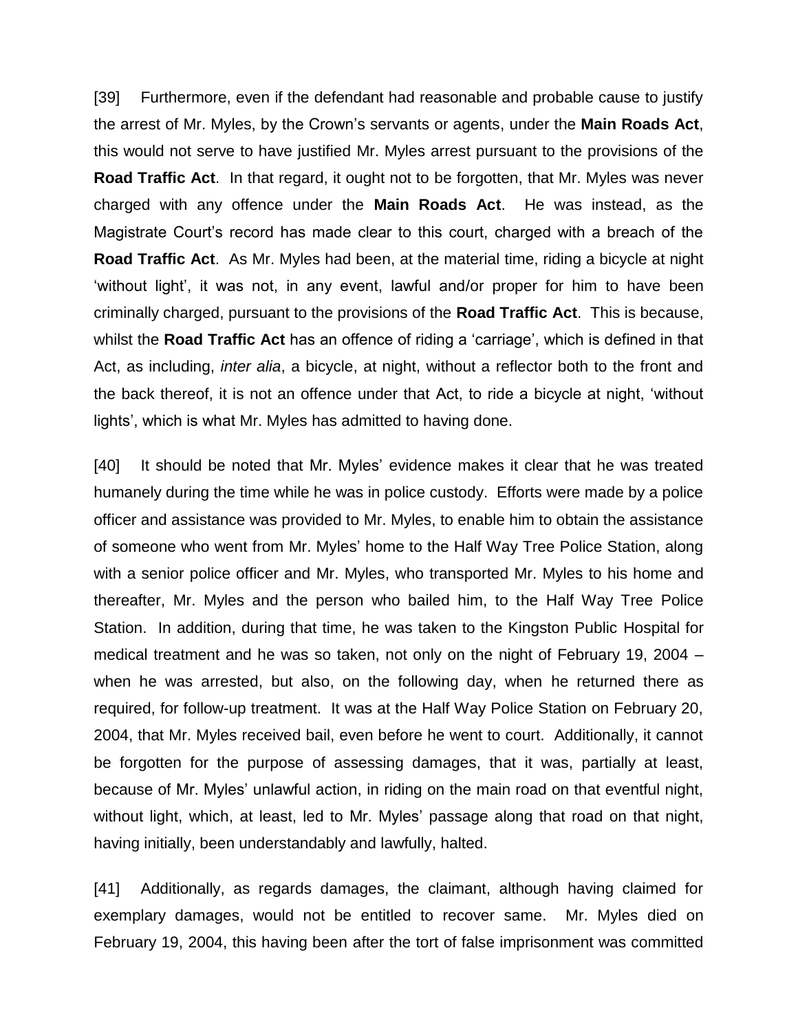[39] Furthermore, even if the defendant had reasonable and probable cause to justify the arrest of Mr. Myles, by the Crown's servants or agents, under the **Main Roads Act**, this would not serve to have justified Mr. Myles arrest pursuant to the provisions of the **Road Traffic Act**. In that regard, it ought not to be forgotten, that Mr. Myles was never charged with any offence under the **Main Roads Act**. He was instead, as the Magistrate Court's record has made clear to this court, charged with a breach of the **Road Traffic Act**. As Mr. Myles had been, at the material time, riding a bicycle at night 'without light', it was not, in any event, lawful and/or proper for him to have been criminally charged, pursuant to the provisions of the **Road Traffic Act**. This is because, whilst the **Road Traffic Act** has an offence of riding a 'carriage', which is defined in that Act, as including, *inter alia*, a bicycle, at night, without a reflector both to the front and the back thereof, it is not an offence under that Act, to ride a bicycle at night, 'without lights', which is what Mr. Myles has admitted to having done.

[40] It should be noted that Mr. Myles' evidence makes it clear that he was treated humanely during the time while he was in police custody. Efforts were made by a police officer and assistance was provided to Mr. Myles, to enable him to obtain the assistance of someone who went from Mr. Myles' home to the Half Way Tree Police Station, along with a senior police officer and Mr. Myles, who transported Mr. Myles to his home and thereafter, Mr. Myles and the person who bailed him, to the Half Way Tree Police Station. In addition, during that time, he was taken to the Kingston Public Hospital for medical treatment and he was so taken, not only on the night of February 19, 2004 – when he was arrested, but also, on the following day, when he returned there as required, for follow-up treatment. It was at the Half Way Police Station on February 20, 2004, that Mr. Myles received bail, even before he went to court. Additionally, it cannot be forgotten for the purpose of assessing damages, that it was, partially at least, because of Mr. Myles' unlawful action, in riding on the main road on that eventful night, without light, which, at least, led to Mr. Myles' passage along that road on that night, having initially, been understandably and lawfully, halted.

[41] Additionally, as regards damages, the claimant, although having claimed for exemplary damages, would not be entitled to recover same. Mr. Myles died on February 19, 2004, this having been after the tort of false imprisonment was committed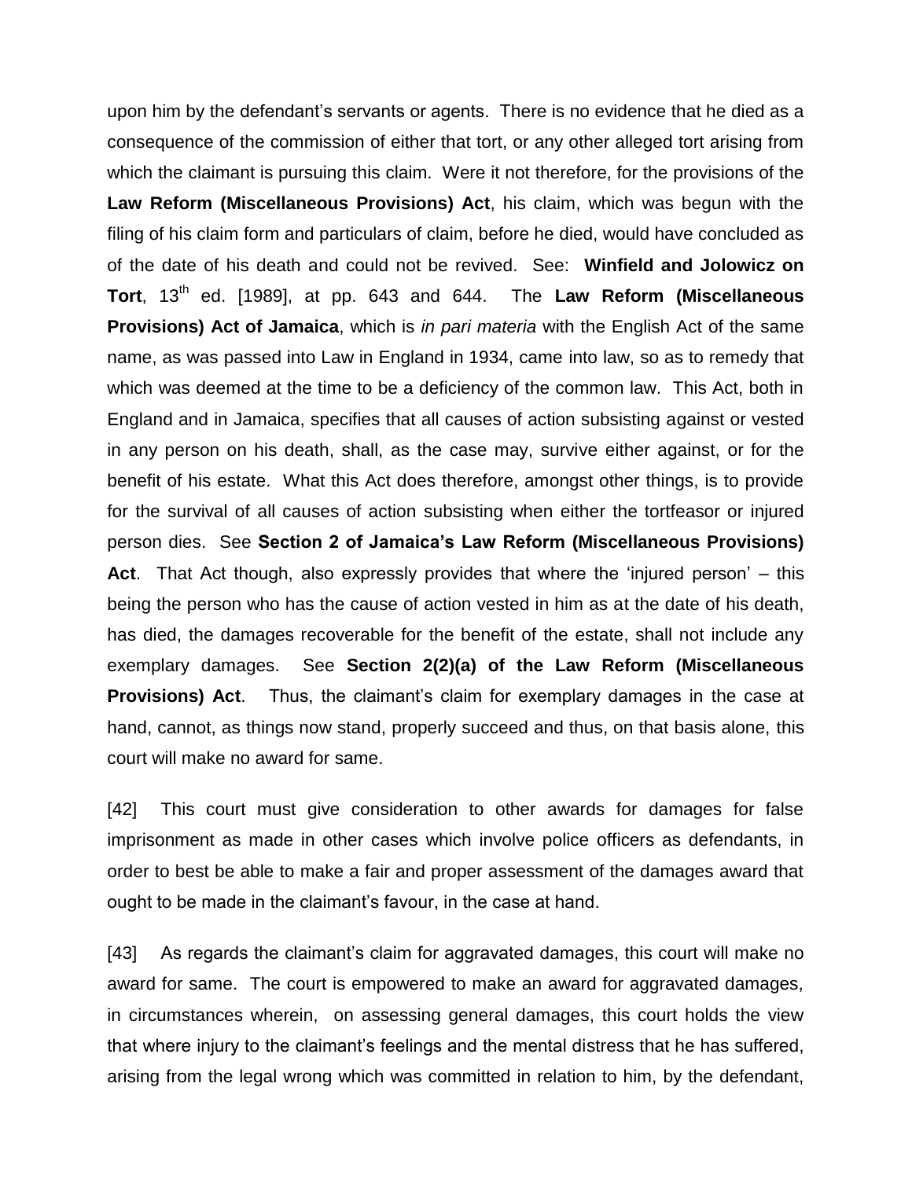upon him by the defendant's servants or agents. There is no evidence that he died as a consequence of the commission of either that tort, or any other alleged tort arising from which the claimant is pursuing this claim. Were it not therefore, for the provisions of the **Law Reform (Miscellaneous Provisions) Act**, his claim, which was begun with the filing of his claim form and particulars of claim, before he died, would have concluded as of the date of his death and could not be revived. See: **Winfield and Jolowicz on Tort**, 13th ed. [1989], at pp. 643 and 644. The **Law Reform (Miscellaneous Provisions) Act of Jamaica**, which is *in pari materia* with the English Act of the same name, as was passed into Law in England in 1934, came into law, so as to remedy that which was deemed at the time to be a deficiency of the common law. This Act, both in England and in Jamaica, specifies that all causes of action subsisting against or vested in any person on his death, shall, as the case may, survive either against, or for the benefit of his estate. What this Act does therefore, amongst other things, is to provide for the survival of all causes of action subsisting when either the tortfeasor or injured person dies. See **Section 2 of Jamaica's Law Reform (Miscellaneous Provisions) Act**. That Act though, also expressly provides that where the 'injured person' – this being the person who has the cause of action vested in him as at the date of his death, has died, the damages recoverable for the benefit of the estate, shall not include any exemplary damages. See **Section 2(2)(a) of the Law Reform (Miscellaneous Provisions) Act**. Thus, the claimant's claim for exemplary damages in the case at hand, cannot, as things now stand, properly succeed and thus, on that basis alone, this court will make no award for same.

[42] This court must give consideration to other awards for damages for false imprisonment as made in other cases which involve police officers as defendants, in order to best be able to make a fair and proper assessment of the damages award that ought to be made in the claimant's favour, in the case at hand.

[43] As regards the claimant's claim for aggravated damages, this court will make no award for same. The court is empowered to make an award for aggravated damages, in circumstances wherein, on assessing general damages, this court holds the view that where injury to the claimant's feelings and the mental distress that he has suffered, arising from the legal wrong which was committed in relation to him, by the defendant,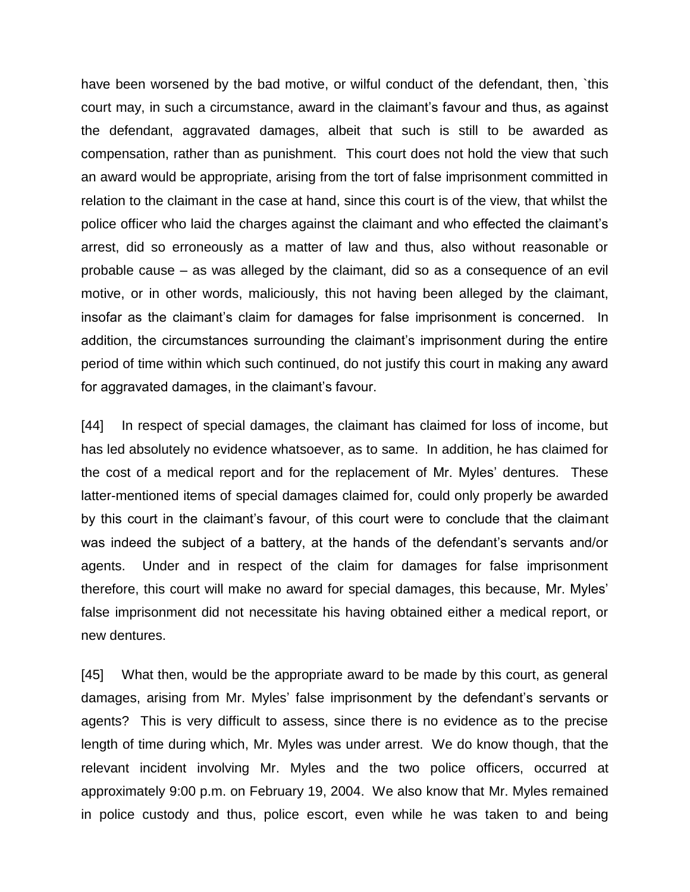have been worsened by the bad motive, or wilful conduct of the defendant, then, `this court may, in such a circumstance, award in the claimant's favour and thus, as against the defendant, aggravated damages, albeit that such is still to be awarded as compensation, rather than as punishment. This court does not hold the view that such an award would be appropriate, arising from the tort of false imprisonment committed in relation to the claimant in the case at hand, since this court is of the view, that whilst the police officer who laid the charges against the claimant and who effected the claimant's arrest, did so erroneously as a matter of law and thus, also without reasonable or probable cause – as was alleged by the claimant, did so as a consequence of an evil motive, or in other words, maliciously, this not having been alleged by the claimant, insofar as the claimant's claim for damages for false imprisonment is concerned. In addition, the circumstances surrounding the claimant's imprisonment during the entire period of time within which such continued, do not justify this court in making any award for aggravated damages, in the claimant's favour.

[44] In respect of special damages, the claimant has claimed for loss of income, but has led absolutely no evidence whatsoever, as to same. In addition, he has claimed for the cost of a medical report and for the replacement of Mr. Myles' dentures. These latter-mentioned items of special damages claimed for, could only properly be awarded by this court in the claimant's favour, of this court were to conclude that the claimant was indeed the subject of a battery, at the hands of the defendant's servants and/or agents. Under and in respect of the claim for damages for false imprisonment therefore, this court will make no award for special damages, this because, Mr. Myles' false imprisonment did not necessitate his having obtained either a medical report, or new dentures.

[45] What then, would be the appropriate award to be made by this court, as general damages, arising from Mr. Myles' false imprisonment by the defendant's servants or agents? This is very difficult to assess, since there is no evidence as to the precise length of time during which, Mr. Myles was under arrest. We do know though, that the relevant incident involving Mr. Myles and the two police officers, occurred at approximately 9:00 p.m. on February 19, 2004. We also know that Mr. Myles remained in police custody and thus, police escort, even while he was taken to and being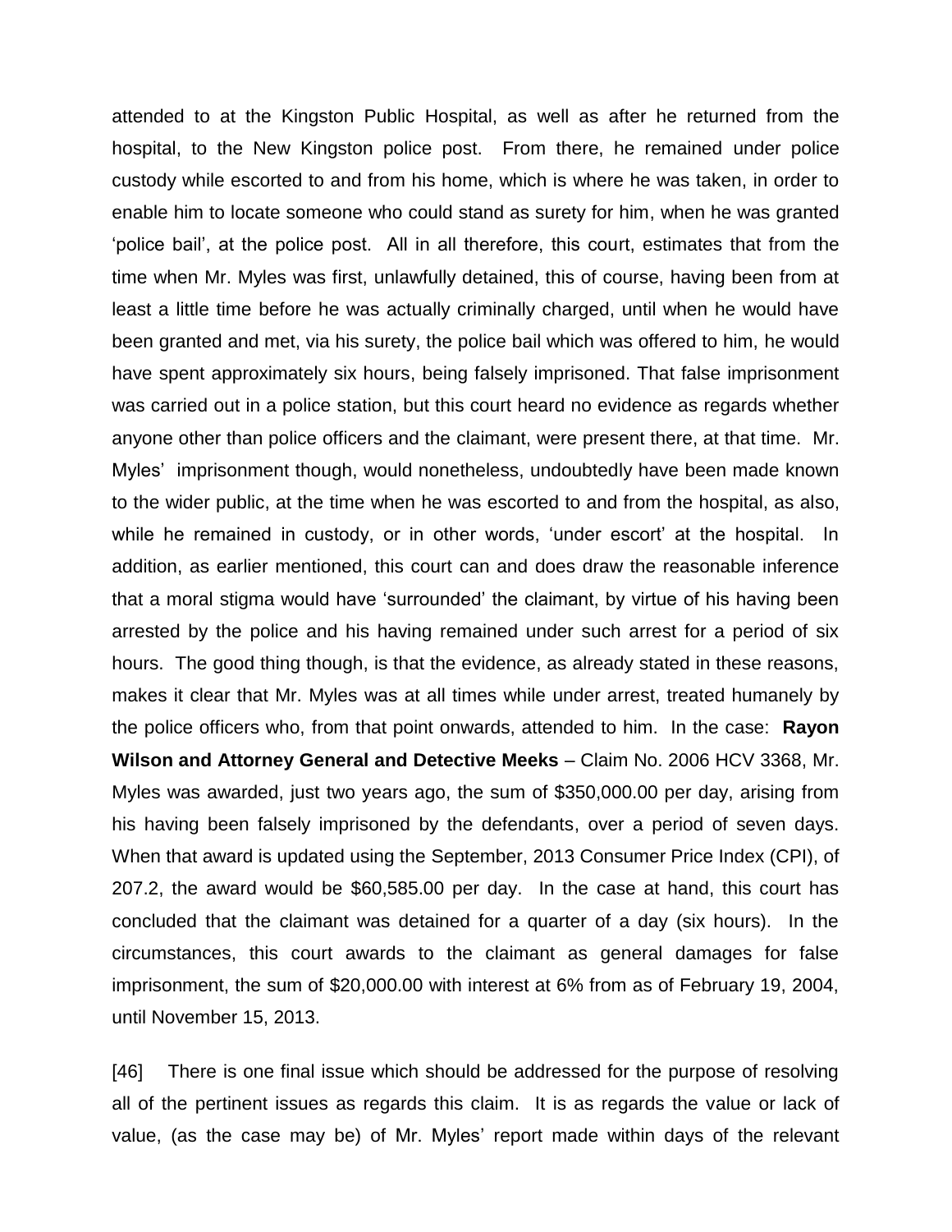attended to at the Kingston Public Hospital, as well as after he returned from the hospital, to the New Kingston police post. From there, he remained under police custody while escorted to and from his home, which is where he was taken, in order to enable him to locate someone who could stand as surety for him, when he was granted 'police bail', at the police post. All in all therefore, this court, estimates that from the time when Mr. Myles was first, unlawfully detained, this of course, having been from at least a little time before he was actually criminally charged, until when he would have been granted and met, via his surety, the police bail which was offered to him, he would have spent approximately six hours, being falsely imprisoned. That false imprisonment was carried out in a police station, but this court heard no evidence as regards whether anyone other than police officers and the claimant, were present there, at that time. Mr. Myles' imprisonment though, would nonetheless, undoubtedly have been made known to the wider public, at the time when he was escorted to and from the hospital, as also, while he remained in custody, or in other words, 'under escort' at the hospital. In addition, as earlier mentioned, this court can and does draw the reasonable inference that a moral stigma would have 'surrounded' the claimant, by virtue of his having been arrested by the police and his having remained under such arrest for a period of six hours. The good thing though, is that the evidence, as already stated in these reasons, makes it clear that Mr. Myles was at all times while under arrest, treated humanely by the police officers who, from that point onwards, attended to him. In the case: **Rayon Wilson and Attorney General and Detective Meeks** – Claim No. 2006 HCV 3368, Mr. Myles was awarded, just two years ago, the sum of $350,000.00 per day, arising from his having been falsely imprisoned by the defendants, over a period of seven days. When that award is updated using the September, 2013 Consumer Price Index (CPI), of 207.2, the award would be $60,585.00 per day. In the case at hand, this court has concluded that the claimant was detained for a quarter of a day (six hours). In the circumstances, this court awards to the claimant as general damages for false imprisonment, the sum of $20,000.00 with interest at 6% from as of February 19, 2004, until November 15, 2013.

[46] There is one final issue which should be addressed for the purpose of resolving all of the pertinent issues as regards this claim. It is as regards the value or lack of value, (as the case may be) of Mr. Myles' report made within days of the relevant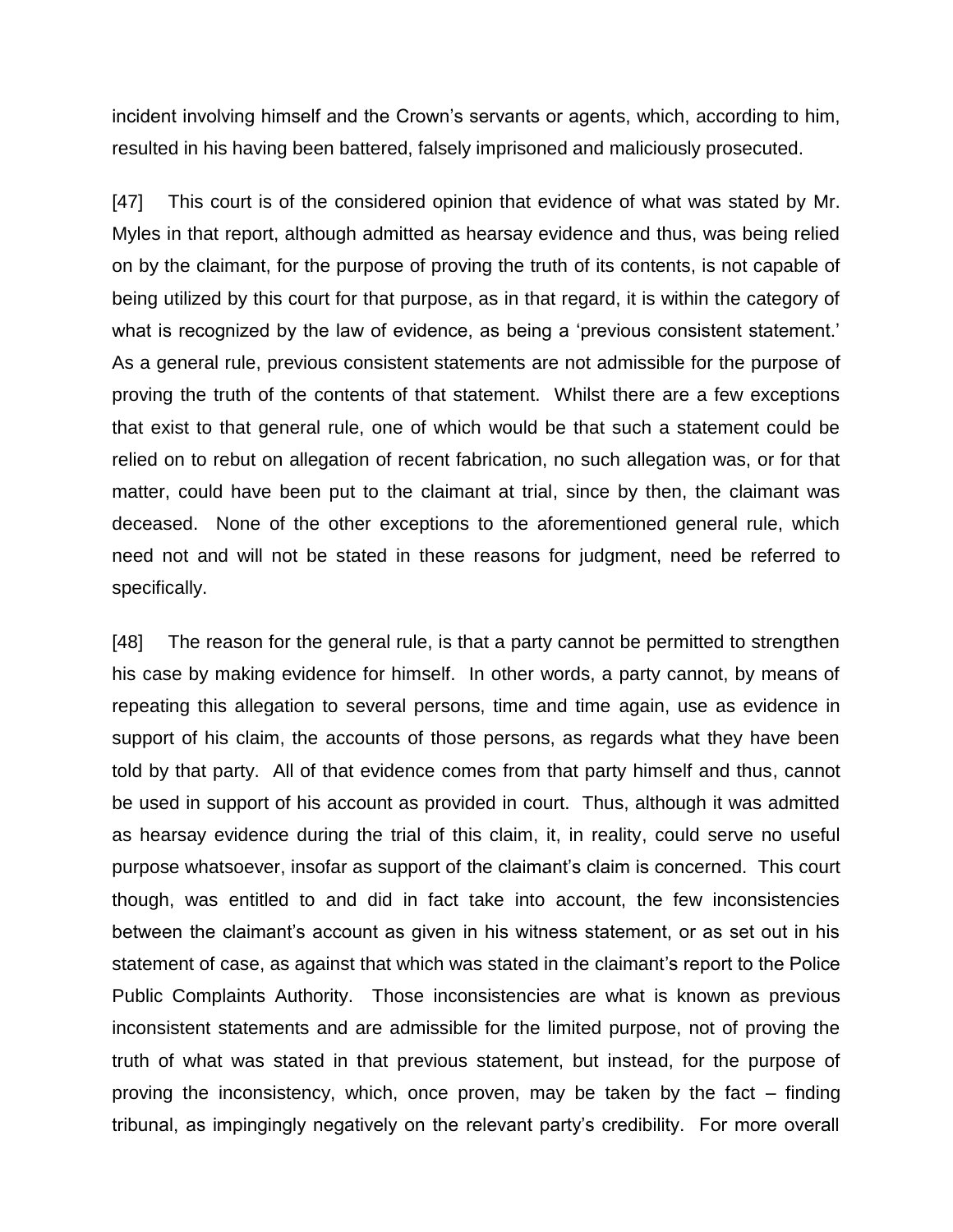incident involving himself and the Crown's servants or agents, which, according to him, resulted in his having been battered, falsely imprisoned and maliciously prosecuted.

[47] This court is of the considered opinion that evidence of what was stated by Mr. Myles in that report, although admitted as hearsay evidence and thus, was being relied on by the claimant, for the purpose of proving the truth of its contents, is not capable of being utilized by this court for that purpose, as in that regard, it is within the category of what is recognized by the law of evidence, as being a 'previous consistent statement.' As a general rule, previous consistent statements are not admissible for the purpose of proving the truth of the contents of that statement. Whilst there are a few exceptions that exist to that general rule, one of which would be that such a statement could be relied on to rebut on allegation of recent fabrication, no such allegation was, or for that matter, could have been put to the claimant at trial, since by then, the claimant was deceased. None of the other exceptions to the aforementioned general rule, which need not and will not be stated in these reasons for judgment, need be referred to specifically.

[48] The reason for the general rule, is that a party cannot be permitted to strengthen his case by making evidence for himself. In other words, a party cannot, by means of repeating this allegation to several persons, time and time again, use as evidence in support of his claim, the accounts of those persons, as regards what they have been told by that party. All of that evidence comes from that party himself and thus, cannot be used in support of his account as provided in court. Thus, although it was admitted as hearsay evidence during the trial of this claim, it, in reality, could serve no useful purpose whatsoever, insofar as support of the claimant's claim is concerned. This court though, was entitled to and did in fact take into account, the few inconsistencies between the claimant's account as given in his witness statement, or as set out in his statement of case, as against that which was stated in the claimant's report to the Police Public Complaints Authority. Those inconsistencies are what is known as previous inconsistent statements and are admissible for the limited purpose, not of proving the truth of what was stated in that previous statement, but instead, for the purpose of proving the inconsistency, which, once proven, may be taken by the fact – finding tribunal, as impingingly negatively on the relevant party's credibility. For more overall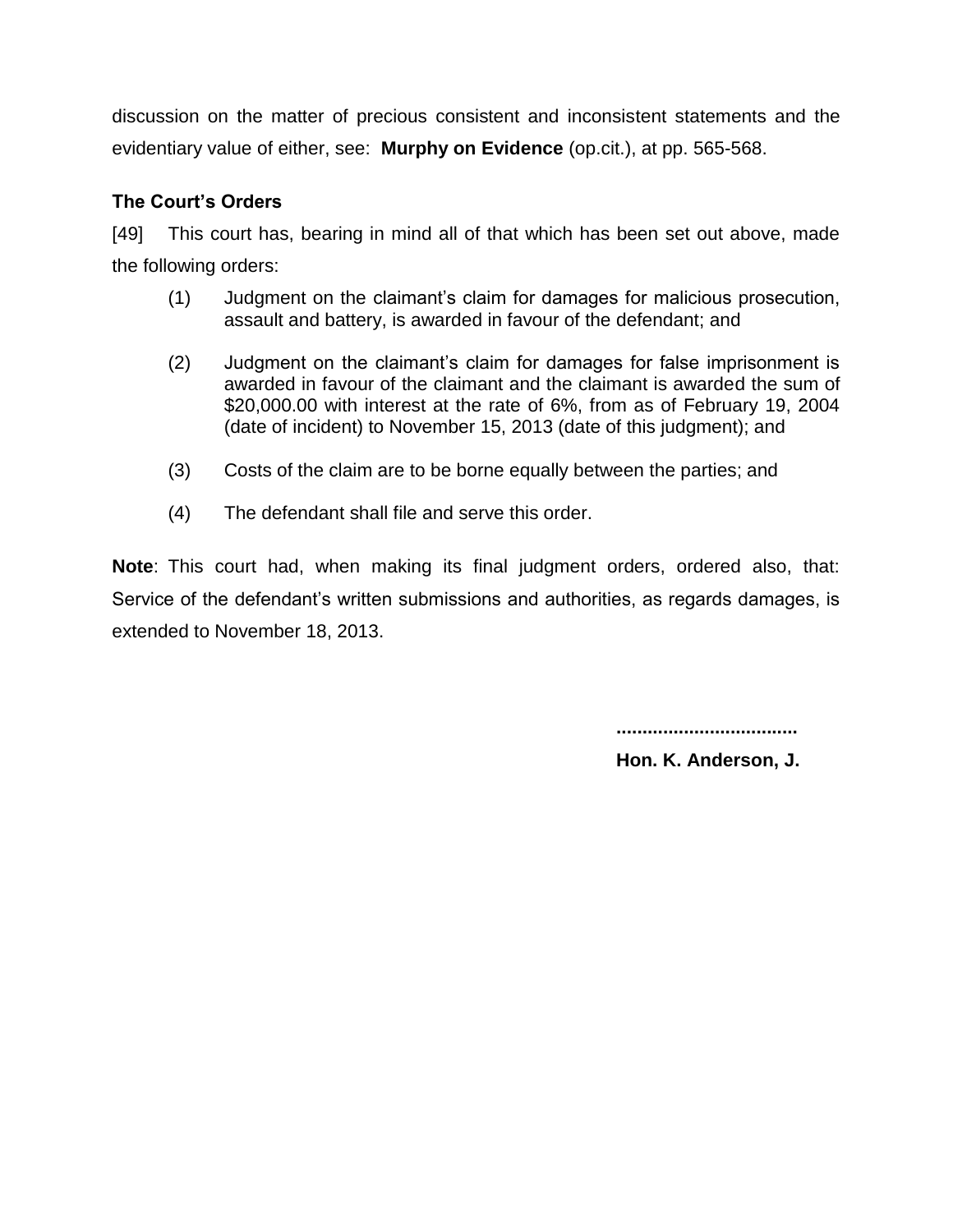discussion on the matter of precious consistent and inconsistent statements and the evidentiary value of either, see: **Murphy on Evidence** (op.cit.), at pp. 565-568.

### The Court's Orders

[49] This court has, bearing in mind all of that which has been set out above, made the following orders:

(1) Judgment on the claimant's claim for damages for malicious prosecution, assault and battery, is awarded in favour of the defendant; and

(2) Judgment on the claimant's claim for damages for false imprisonment is awarded in favour of the claimant and the claimant is awarded the sum of $20,000.00 with interest at the rate of 6%, from as of February 19, 2004 (date of incident) to November 15, 2013 (date of this judgment); and

(3) Costs of the claim are to be borne equally between the parties; and

(4) The defendant shall file and serve this order.

**Note**: This court had, when making its final judgment orders, ordered also, that: Service of the defendant's written submissions and authorities, as regards damages, is extended to November 18, 2013.

**..................................**

**Hon. K. Anderson, J.**